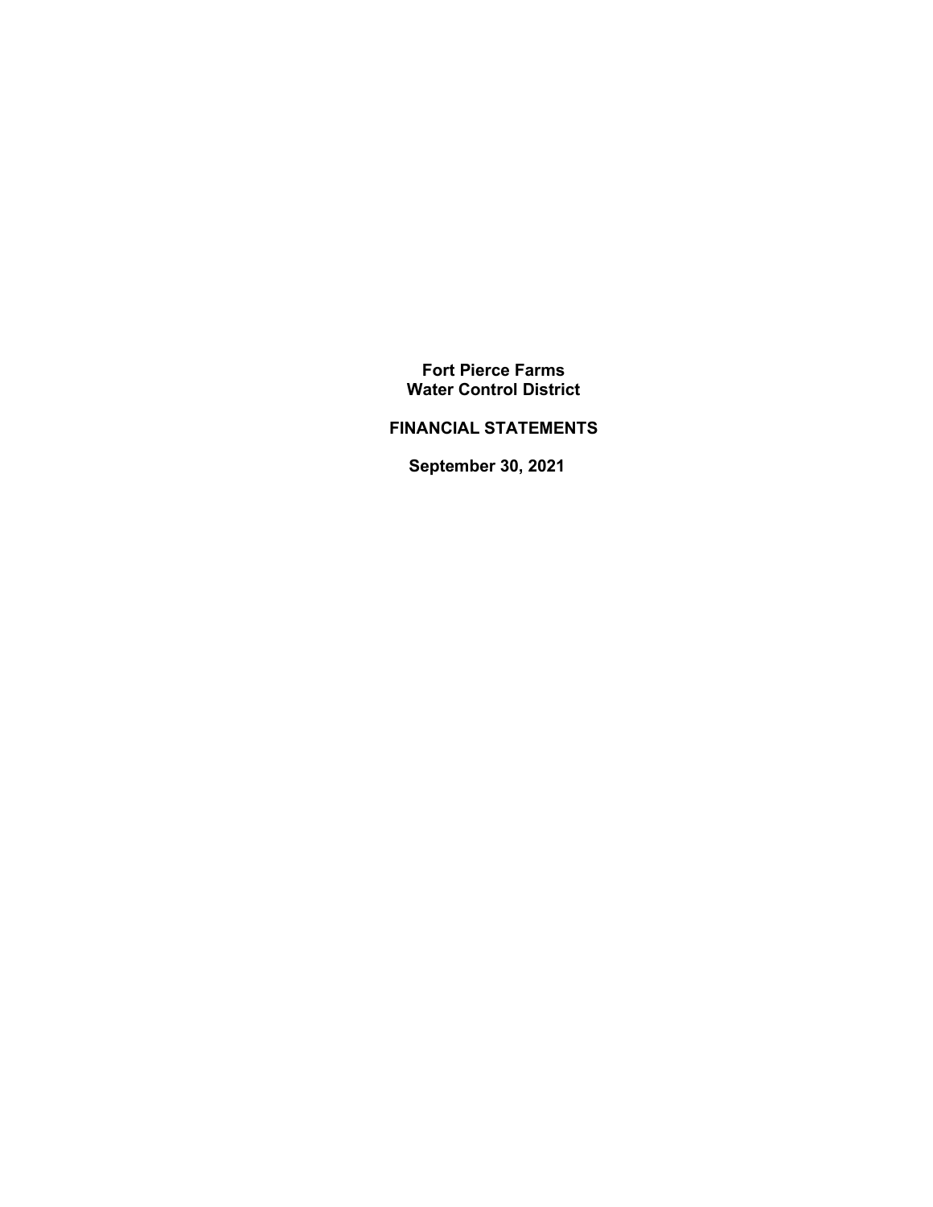# Fort Pierce Farms Water Control District

## FINANCIAL STATEMENTS

## September 30, 2021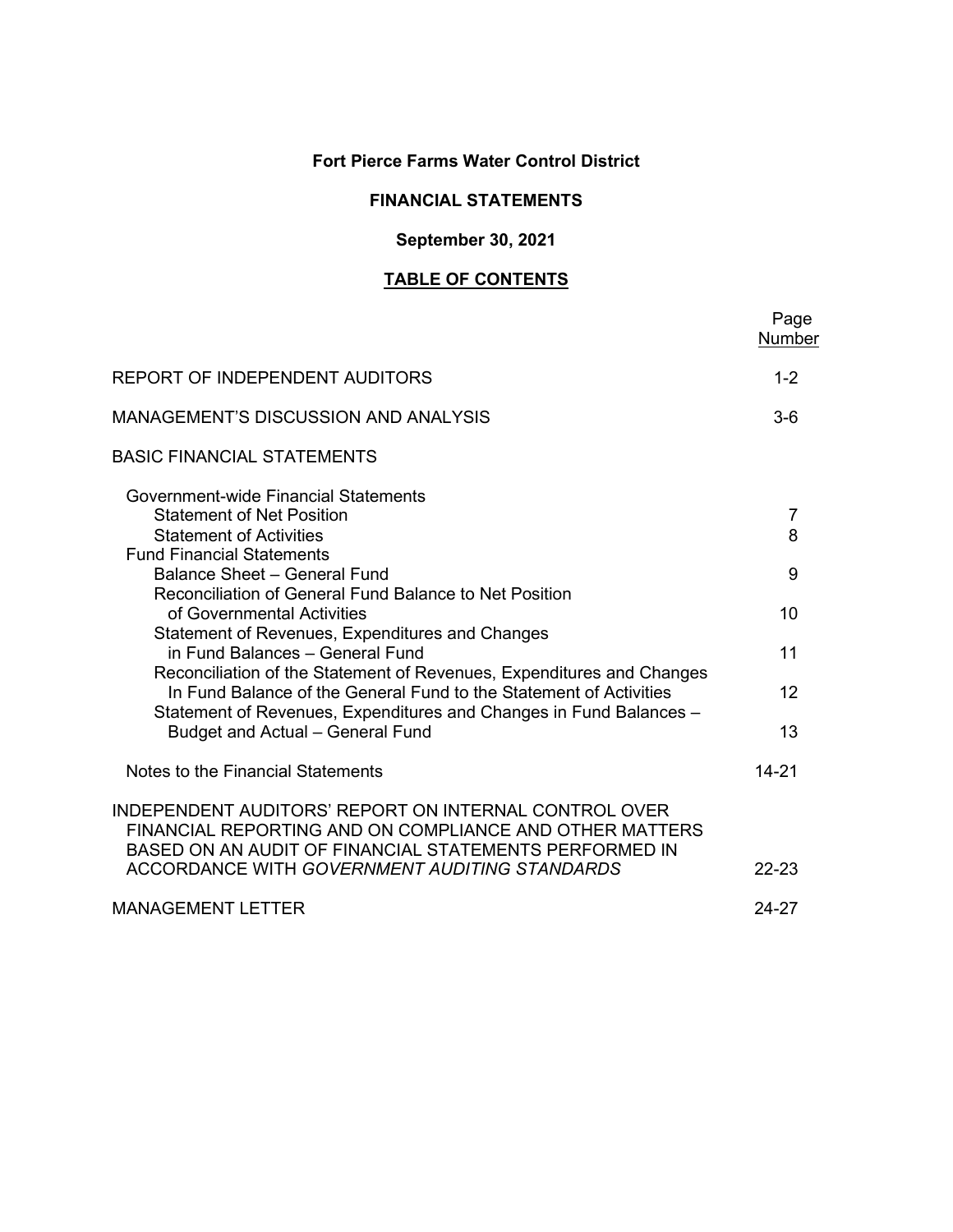# Fort Pierce Farms Water Control District

## FINANCIAL STATEMENTS

### September 30, 2021

### TABLE OF CONTENTS

| | Page Number |
|---|---|
| REPORT OF INDEPENDENT AUDITORS | 1-2 |
| MANAGEMENT'S DISCUSSION AND ANALYSIS | 3-6 |
| BASIC FINANCIAL STATEMENTS | |
| Government-wide Financial Statements | |
| Statement of Net Position | 7 |
| Statement of Activities | 8 |
| Fund Financial Statements | |
| Balance Sheet – General Fund | 9 |
| Reconciliation of General Fund Balance to Net Position of Governmental Activities | 10 |
| Statement of Revenues, Expenditures and Changes in Fund Balances – General Fund | 11 |
| Reconciliation of the Statement of Revenues, Expenditures and Changes In Fund Balance of the General Fund to the Statement of Activities | 12 |
| Statement of Revenues, Expenditures and Changes in Fund Balances – Budget and Actual – General Fund | 13 |
| Notes to the Financial Statements | 14-21 |
| INDEPENDENT AUDITORS' REPORT ON INTERNAL CONTROL OVER FINANCIAL REPORTING AND ON COMPLIANCE AND OTHER MATTERS BASED ON AN AUDIT OF FINANCIAL STATEMENTS PERFORMED IN ACCORDANCE WITH *GOVERNMENT AUDITING STANDARDS* | 22-23 |
| MANAGEMENT LETTER | 24-27 |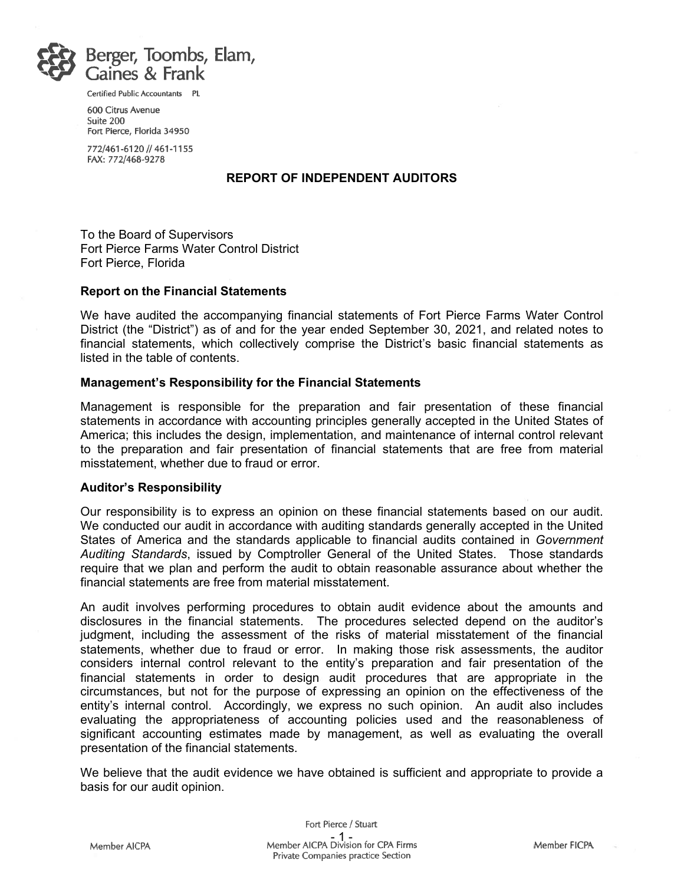Berger, Toombs, Elam, Gaines & Frank

Certified Public Accountants PL

600 Citrus Avenue
Suite 200
Fort Pierce, Florida 34950

772/461-6120 // 461-1155
FAX: 772/468-9278

## REPORT OF INDEPENDENT AUDITORS

To the Board of Supervisors
Fort Pierce Farms Water Control District
Fort Pierce, Florida

### Report on the Financial Statements

We have audited the accompanying financial statements of Fort Pierce Farms Water Control District (the "District") as of and for the year ended September 30, 2021, and related notes to financial statements, which collectively comprise the District's basic financial statements as listed in the table of contents.

### Management's Responsibility for the Financial Statements

Management is responsible for the preparation and fair presentation of these financial statements in accordance with accounting principles generally accepted in the United States of America; this includes the design, implementation, and maintenance of internal control relevant to the preparation and fair presentation of financial statements that are free from material misstatement, whether due to fraud or error.

### Auditor's Responsibility

Our responsibility is to express an opinion on these financial statements based on our audit. We conducted our audit in accordance with auditing standards generally accepted in the United States of America and the standards applicable to financial audits contained in *Government Auditing Standards*, issued by Comptroller General of the United States. Those standards require that we plan and perform the audit to obtain reasonable assurance about whether the financial statements are free from material misstatement.

An audit involves performing procedures to obtain audit evidence about the amounts and disclosures in the financial statements. The procedures selected depend on the auditor's judgment, including the assessment of the risks of material misstatement of the financial statements, whether due to fraud or error. In making those risk assessments, the auditor considers internal control relevant to the entity's preparation and fair presentation of the financial statements in order to design audit procedures that are appropriate in the circumstances, but not for the purpose of expressing an opinion on the effectiveness of the entity's internal control. Accordingly, we express no such opinion. An audit also includes evaluating the appropriateness of accounting policies used and the reasonableness of significant accounting estimates made by management, as well as evaluating the overall presentation of the financial statements.

We believe that the audit evidence we have obtained is sufficient and appropriate to provide a basis for our audit opinion.

Fort Pierce / Stuart

Member AICPA | Member AICPA Division for CPA Firms Private Companies practice Section | Member FICPA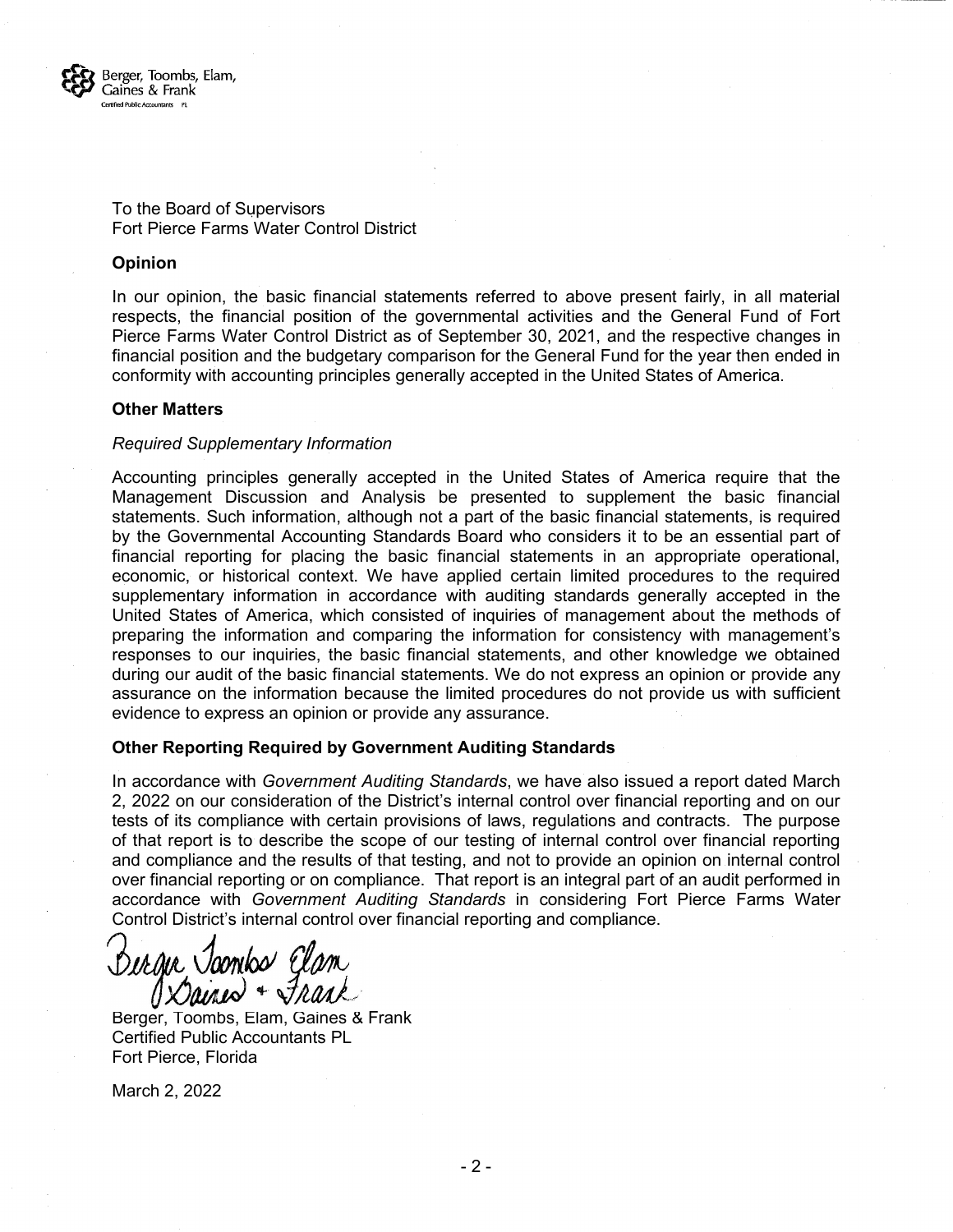To the Board of Supervisors
Fort Pierce Farms Water Control District

**Opinion**

In our opinion, the basic financial statements referred to above present fairly, in all material respects, the financial position of the governmental activities and the General Fund of Fort Pierce Farms Water Control District as of September 30, 2021, and the respective changes in financial position and the budgetary comparison for the General Fund for the year then ended in conformity with accounting principles generally accepted in the United States of America.

**Other Matters**

*Required Supplementary Information*

Accounting principles generally accepted in the United States of America require that the Management Discussion and Analysis be presented to supplement the basic financial statements. Such information, although not a part of the basic financial statements, is required by the Governmental Accounting Standards Board who considers it to be an essential part of financial reporting for placing the basic financial statements in an appropriate operational, economic, or historical context. We have applied certain limited procedures to the required supplementary information in accordance with auditing standards generally accepted in the United States of America, which consisted of inquiries of management about the methods of preparing the information and comparing the information for consistency with management's responses to our inquiries, the basic financial statements, and other knowledge we obtained during our audit of the basic financial statements. We do not express an opinion or provide any assurance on the information because the limited procedures do not provide us with sufficient evidence to express an opinion or provide any assurance.

**Other Reporting Required by Government Auditing Standards**

In accordance with *Government Auditing Standards*, we have also issued a report dated March 2, 2022 on our consideration of the District's internal control over financial reporting and on our tests of its compliance with certain provisions of laws, regulations and contracts. The purpose of that report is to describe the scope of our testing of internal control over financial reporting and compliance and the results of that testing, and not to provide an opinion on internal control over financial reporting or on compliance. That report is an integral part of an audit performed in accordance with *Government Auditing Standards* in considering Fort Pierce Farms Water Control District's internal control over financial reporting and compliance.

Berger, Toombs, Elam, Gaines & Frank
Certified Public Accountants PL
Fort Pierce, Florida

March 2, 2022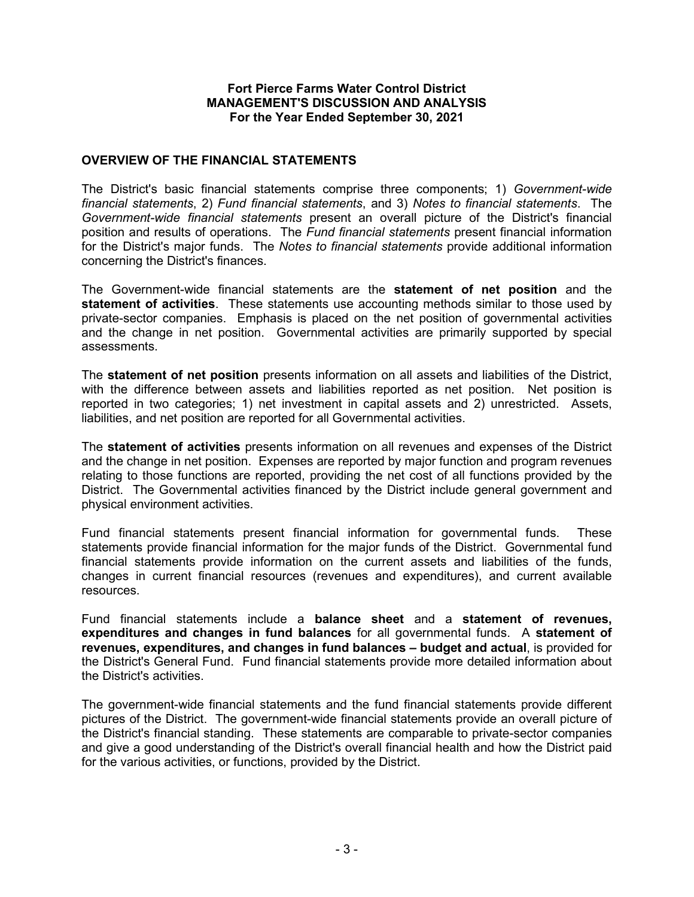**Fort Pierce Farms Water Control District**
**MANAGEMENT'S DISCUSSION AND ANALYSIS**
**For the Year Ended September 30, 2021**

## OVERVIEW OF THE FINANCIAL STATEMENTS

The District's basic financial statements comprise three components; 1) *Government-wide financial statements*, 2) *Fund financial statements*, and 3) *Notes to financial statements*. The *Government-wide financial statements* present an overall picture of the District's financial position and results of operations. The *Fund financial statements* present financial information for the District's major funds. The *Notes to financial statements* provide additional information concerning the District's finances.

The Government-wide financial statements are the **statement of net position** and the **statement of activities**. These statements use accounting methods similar to those used by private-sector companies. Emphasis is placed on the net position of governmental activities and the change in net position. Governmental activities are primarily supported by special assessments.

The **statement of net position** presents information on all assets and liabilities of the District, with the difference between assets and liabilities reported as net position. Net position is reported in two categories; 1) net investment in capital assets and 2) unrestricted. Assets, liabilities, and net position are reported for all Governmental activities.

The **statement of activities** presents information on all revenues and expenses of the District and the change in net position. Expenses are reported by major function and program revenues relating to those functions are reported, providing the net cost of all functions provided by the District. The Governmental activities financed by the District include general government and physical environment activities.

Fund financial statements present financial information for governmental funds. These statements provide financial information for the major funds of the District. Governmental fund financial statements provide information on the current assets and liabilities of the funds, changes in current financial resources (revenues and expenditures), and current available resources.

Fund financial statements include a **balance sheet** and a **statement of revenues, expenditures and changes in fund balances** for all governmental funds. A **statement of revenues, expenditures, and changes in fund balances – budget and actual**, is provided for the District's General Fund. Fund financial statements provide more detailed information about the District's activities.

The government-wide financial statements and the fund financial statements provide different pictures of the District. The government-wide financial statements provide an overall picture of the District's financial standing. These statements are comparable to private-sector companies and give a good understanding of the District's overall financial health and how the District paid for the various activities, or functions, provided by the District.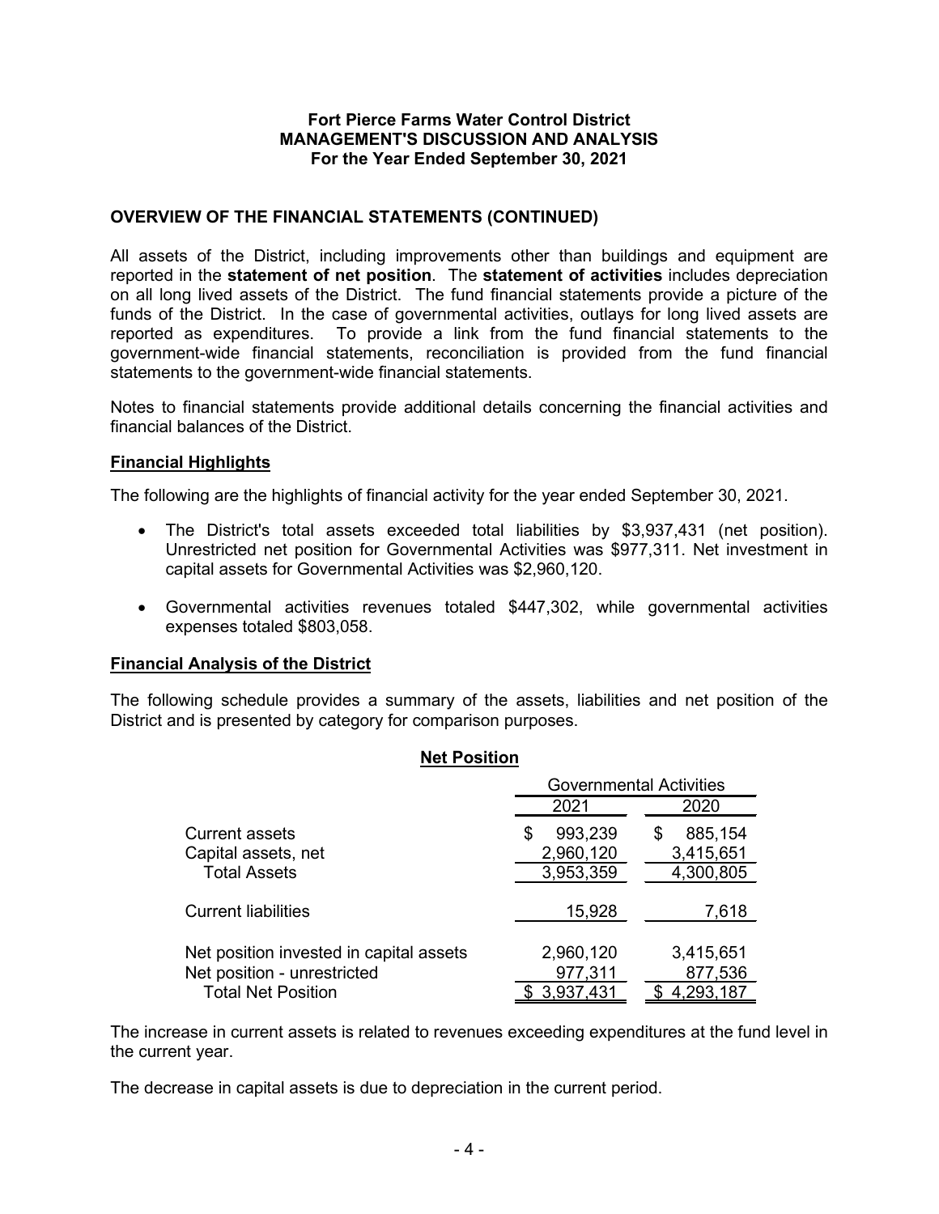## OVERVIEW OF THE FINANCIAL STATEMENTS (CONTINUED)

All assets of the District, including improvements other than buildings and equipment are reported in the **statement of net position**. The **statement of activities** includes depreciation on all long lived assets of the District. The fund financial statements provide a picture of the funds of the District. In the case of governmental activities, outlays for long lived assets are reported as expenditures. To provide a link from the fund financial statements to the government-wide financial statements, reconciliation is provided from the fund financial statements to the government-wide financial statements.

Notes to financial statements provide additional details concerning the financial activities and financial balances of the District.

### Financial Highlights

The following are the highlights of financial activity for the year ended September 30, 2021.

- The District's total assets exceeded total liabilities by $3,937,431 (net position). Unrestricted net position for Governmental Activities was $977,311. Net investment in capital assets for Governmental Activities was $2,960,120.
- Governmental activities revenues totaled $447,302, while governmental activities expenses totaled $803,058.

### Financial Analysis of the District

The following schedule provides a summary of the assets, liabilities and net position of the District and is presented by category for comparison purposes.

**Net Position**

| | Governmental Activities | |
|---|---|---|
| | 2021 | 2020 |
| Current assets | $ 993,239 | $ 885,154 |
| Capital assets, net | 2,960,120 | 3,415,651 |
| Total Assets | 3,953,359 | 4,300,805 |
| Current liabilities | 15,928 | 7,618 |
| Net position invested in capital assets | 2,960,120 | 3,415,651 |
| Net position - unrestricted | 977,311 | 877,536 |
| Total Net Position | $ 3,937,431 | $ 4,293,187 |

The increase in current assets is related to revenues exceeding expenditures at the fund level in the current year.

The decrease in capital assets is due to depreciation in the current period.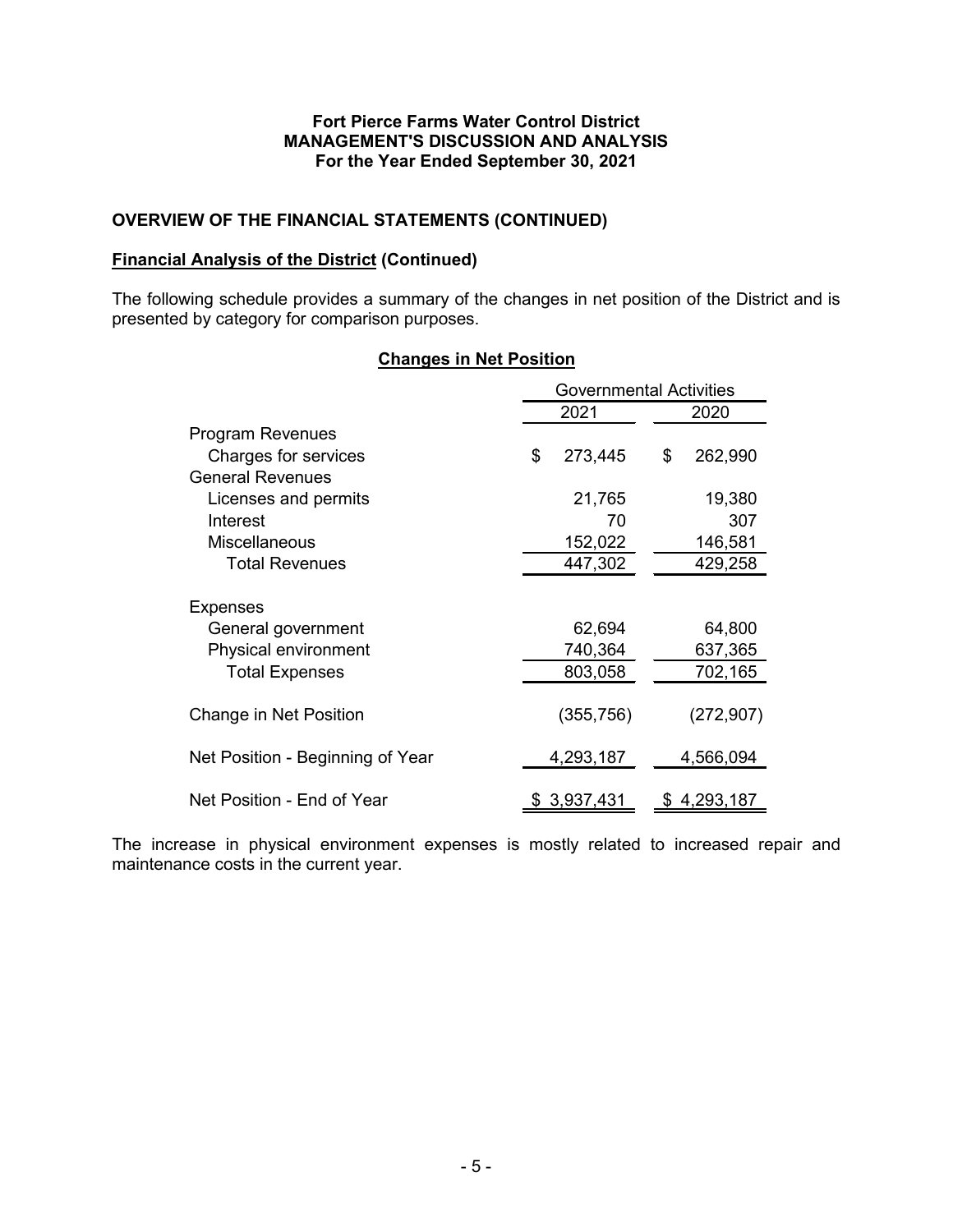**Fort Pierce Farms Water Control District**
**MANAGEMENT'S DISCUSSION AND ANALYSIS**
**For the Year Ended September 30, 2021**

## OVERVIEW OF THE FINANCIAL STATEMENTS (CONTINUED)

### Financial Analysis of the District (Continued)

The following schedule provides a summary of the changes in net position of the District and is presented by category for comparison purposes.

**Changes in Net Position**

| | Governmental Activities | |
|---|---|---|
| | 2021 | 2020 |
| Program Revenues | | |
| Charges for services | $ 273,445 | $ 262,990 |
| General Revenues | | |
| Licenses and permits | 21,765 | 19,380 |
| Interest | 70 | 307 |
| Miscellaneous | 152,022 | 146,581 |
| Total Revenues | 447,302 | 429,258 |
| Expenses | | |
| General government | 62,694 | 64,800 |
| Physical environment | 740,364 | 637,365 |
| Total Expenses | 803,058 | 702,165 |
| Change in Net Position | (355,756) | (272,907) |
| Net Position - Beginning of Year | 4,293,187 | 4,566,094 |
| Net Position - End of Year | $ 3,937,431 | $ 4,293,187 |

The increase in physical environment expenses is mostly related to increased repair and maintenance costs in the current year.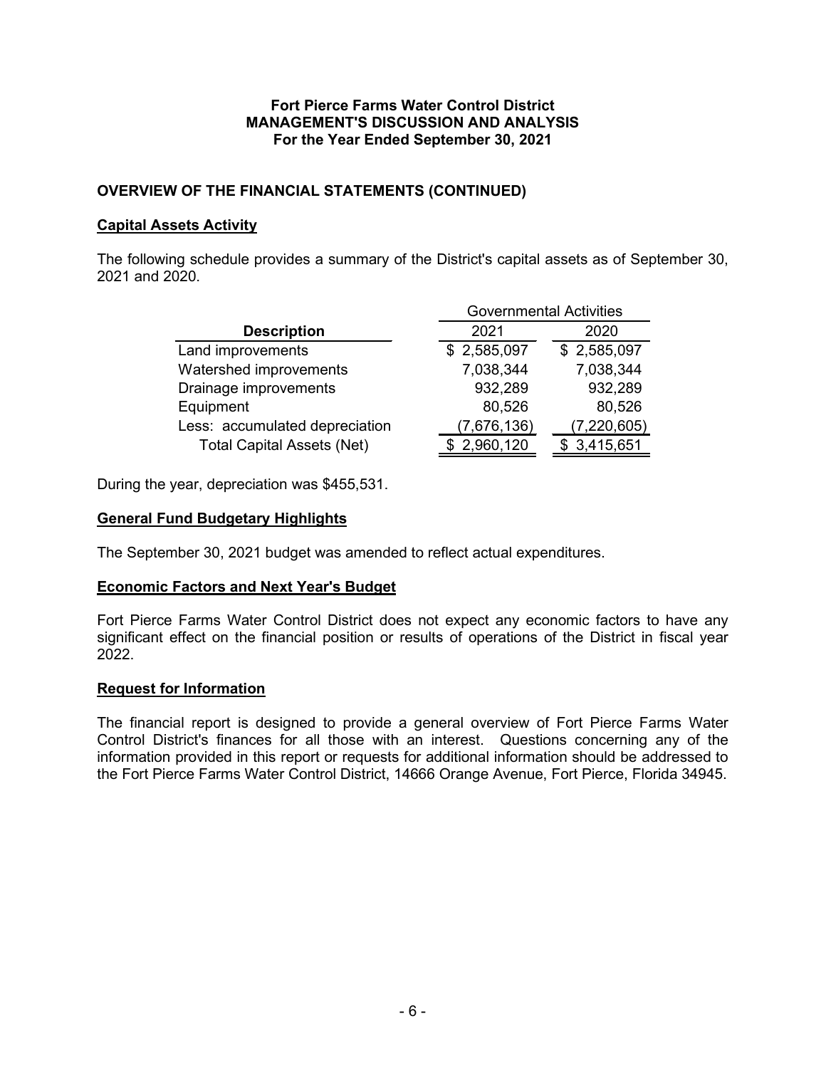**Fort Pierce Farms Water Control District**
**MANAGEMENT'S DISCUSSION AND ANALYSIS**
**For the Year Ended September 30, 2021**

## OVERVIEW OF THE FINANCIAL STATEMENTS (CONTINUED)

### Capital Assets Activity

The following schedule provides a summary of the District's capital assets as of September 30, 2021 and 2020.

| | Governmental Activities | |
|---|---|---|
| **Description** | 2021 | 2020 |
| Land improvements | $ 2,585,097 | $ 2,585,097 |
| Watershed improvements | 7,038,344 | 7,038,344 |
| Drainage improvements | 932,289 | 932,289 |
| Equipment | 80,526 | 80,526 |
| Less: accumulated depreciation | (7,676,136) | (7,220,605) |
| Total Capital Assets (Net) | $ 2,960,120 | $ 3,415,651 |

During the year, depreciation was $455,531.

### General Fund Budgetary Highlights

The September 30, 2021 budget was amended to reflect actual expenditures.

### Economic Factors and Next Year's Budget

Fort Pierce Farms Water Control District does not expect any economic factors to have any significant effect on the financial position or results of operations of the District in fiscal year 2022.

### Request for Information

The financial report is designed to provide a general overview of Fort Pierce Farms Water Control District's finances for all those with an interest. Questions concerning any of the information provided in this report or requests for additional information should be addressed to the Fort Pierce Farms Water Control District, 14666 Orange Avenue, Fort Pierce, Florida 34945.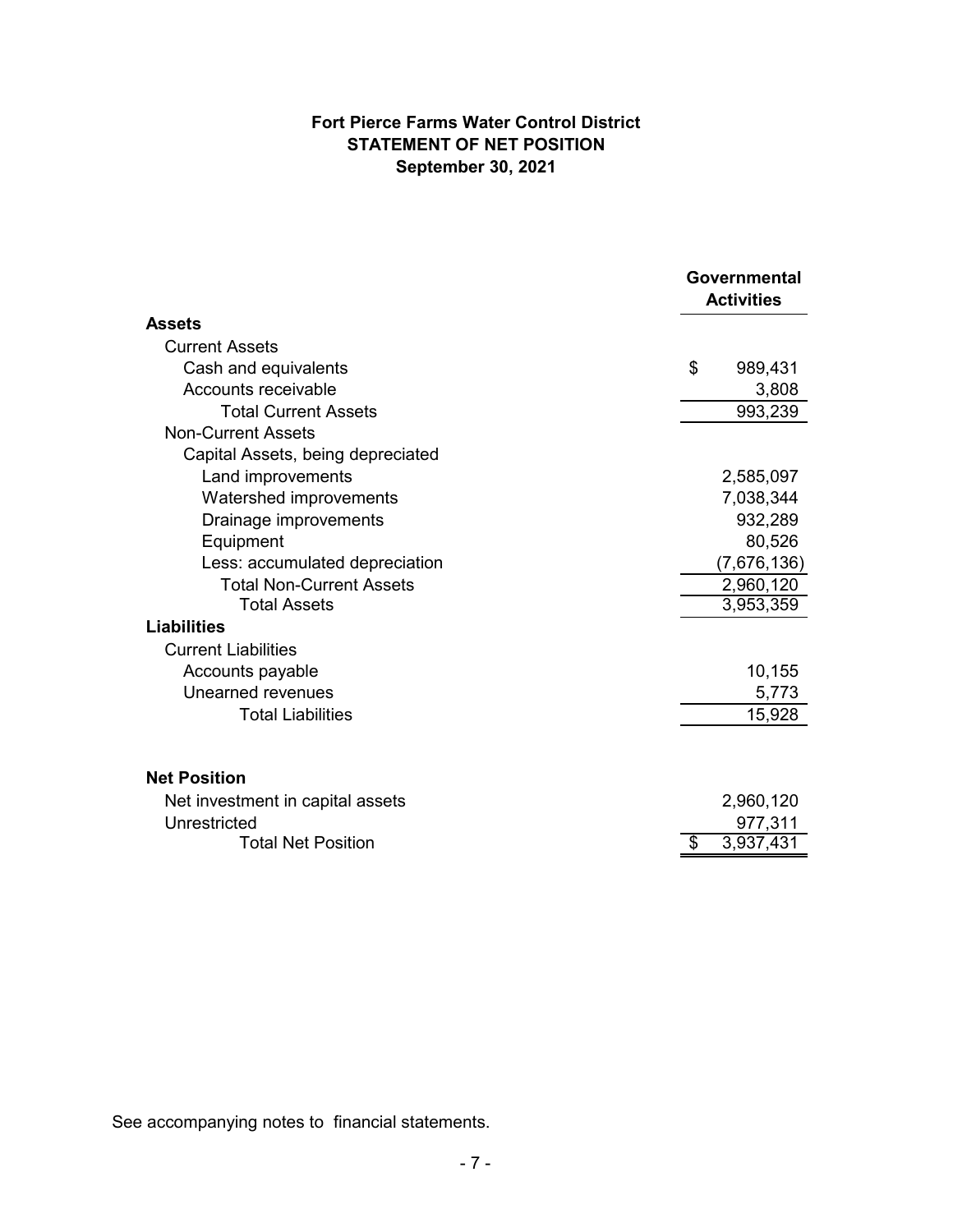# Fort Pierce Farms Water Control District
## STATEMENT OF NET POSITION
### September 30, 2021

| | Governmental Activities |
|---|---|
| **Assets** | |
| Current Assets | |
| Cash and equivalents | $ 989,431 |
| Accounts receivable | 3,808 |
| Total Current Assets | 993,239 |
| Non-Current Assets | |
| Capital Assets, being depreciated | |
| Land improvements | 2,585,097 |
| Watershed improvements | 7,038,344 |
| Drainage improvements | 932,289 |
| Equipment | 80,526 |
| Less: accumulated depreciation | (7,676,136) |
| Total Non-Current Assets | 2,960,120 |
| Total Assets | 3,953,359 |
| **Liabilities** | |
| Current Liabilities | |
| Accounts payable | 10,155 |
| Unearned revenues | 5,773 |
| Total Liabilities | 15,928 |
| **Net Position** | |
| Net investment in capital assets | 2,960,120 |
| Unrestricted | 977,311 |
| Total Net Position | $ 3,937,431 |

See accompanying notes to financial statements.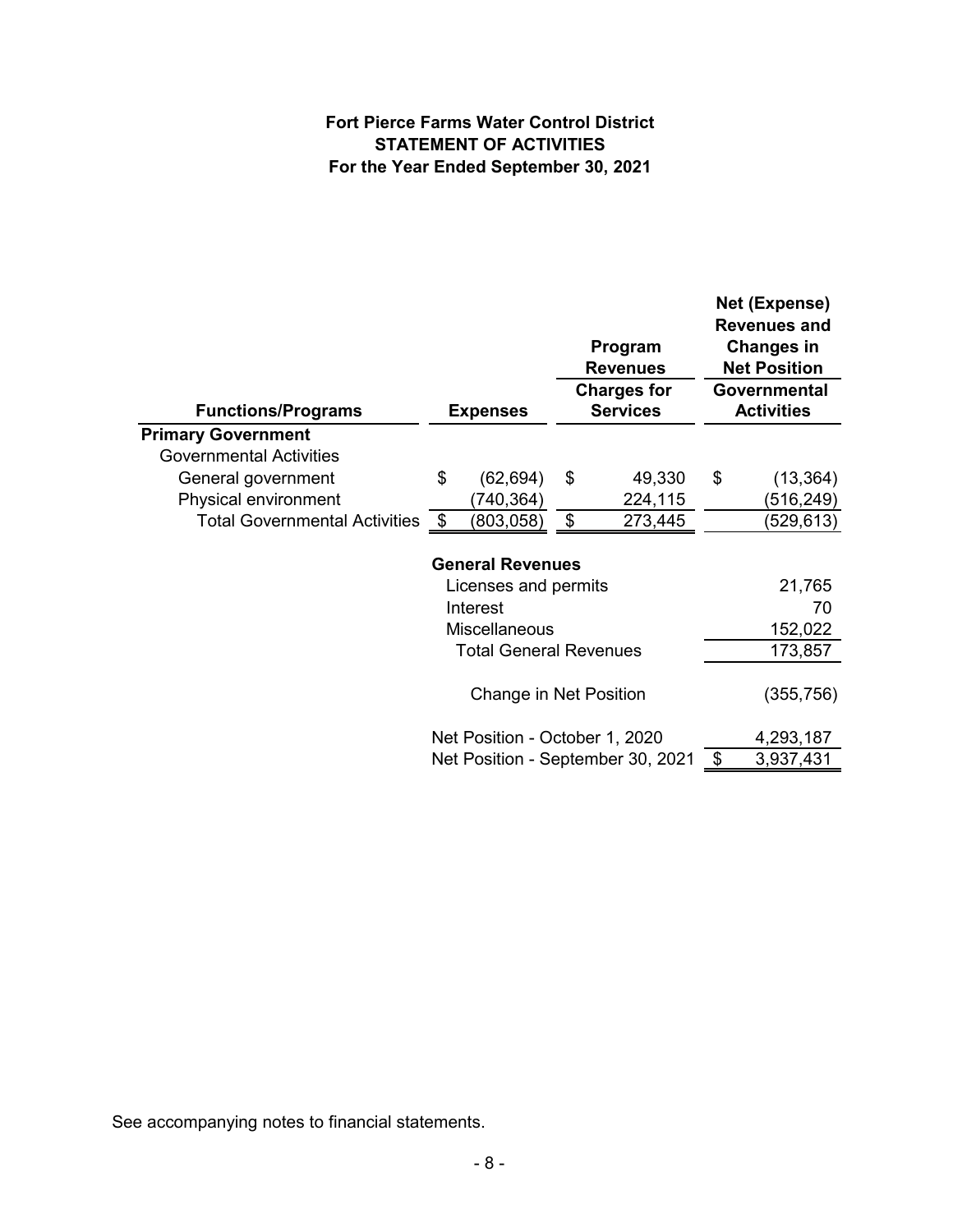# Fort Pierce Farms Water Control District
## STATEMENT OF ACTIVITIES
### For the Year Ended September 30, 2021

| Functions/Programs | Expenses | Program Revenues<br>Charges for Services | Net (Expense) Revenues and Changes in Net Position<br>Governmental Activities |
|---|---|---|---|
| **Primary Government** | | | |
| Governmental Activities | | | |
| General government | $ (62,694) | $ 49,330 | $ (13,364) |
| Physical environment | (740,364) | 224,115 | (516,249) |
| Total Governmental Activities | $ (803,058) | $ 273,445 | (529,613) |
| | **General Revenues** | | |
| | Licenses and permits | | 21,765 |
| | Interest | | 70 |
| | Miscellaneous | | 152,022 |
| | Total General Revenues | | 173,857 |
| | Change in Net Position | | (355,756) |
| | Net Position - October 1, 2020 | | 4,293,187 |
| | Net Position - September 30, 2021 | | $ 3,937,431 |

See accompanying notes to financial statements.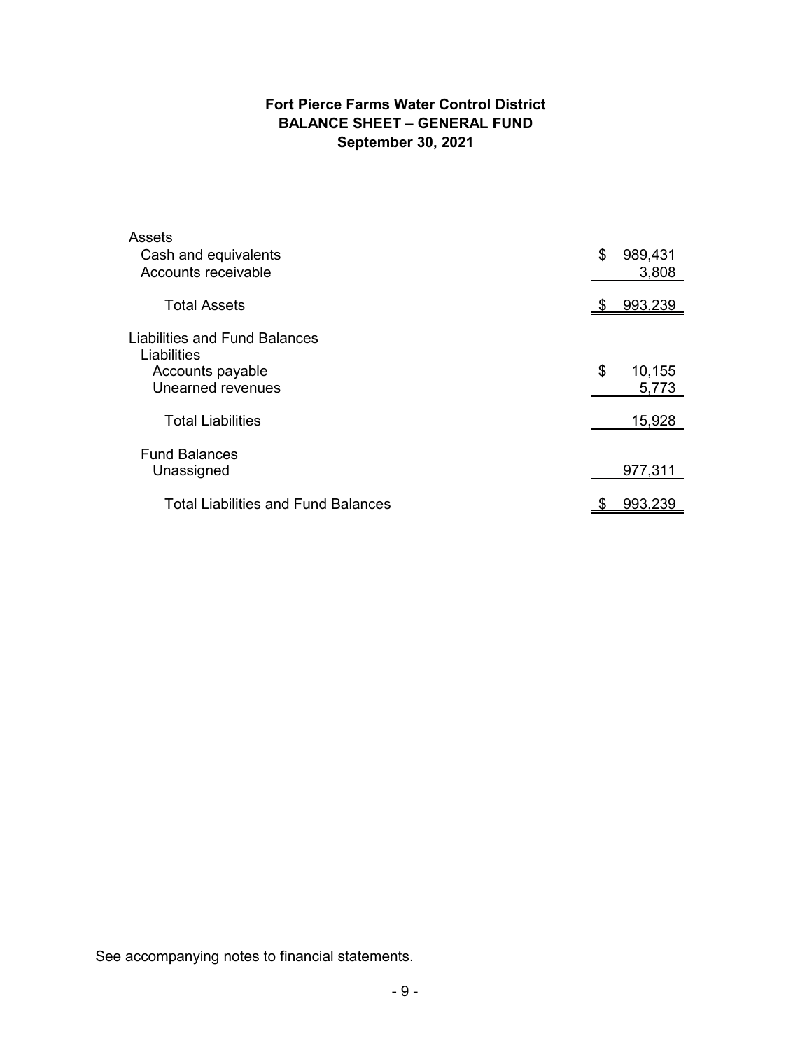# Fort Pierce Farms Water Control District
## BALANCE SHEET – GENERAL FUND
### September 30, 2021

| | |
|---|---|
| **Assets** | |
| Cash and equivalents | $ 989,431 |
| Accounts receivable | 3,808 |
| Total Assets | $ 993,239 |
| **Liabilities and Fund Balances** | |
| Liabilities | |
| Accounts payable | $ 10,155 |
| Unearned revenues | 5,773 |
| Total Liabilities | 15,928 |
| Fund Balances | |
| Unassigned | 977,311 |
| Total Liabilities and Fund Balances | $ 993,239 |

See accompanying notes to financial statements.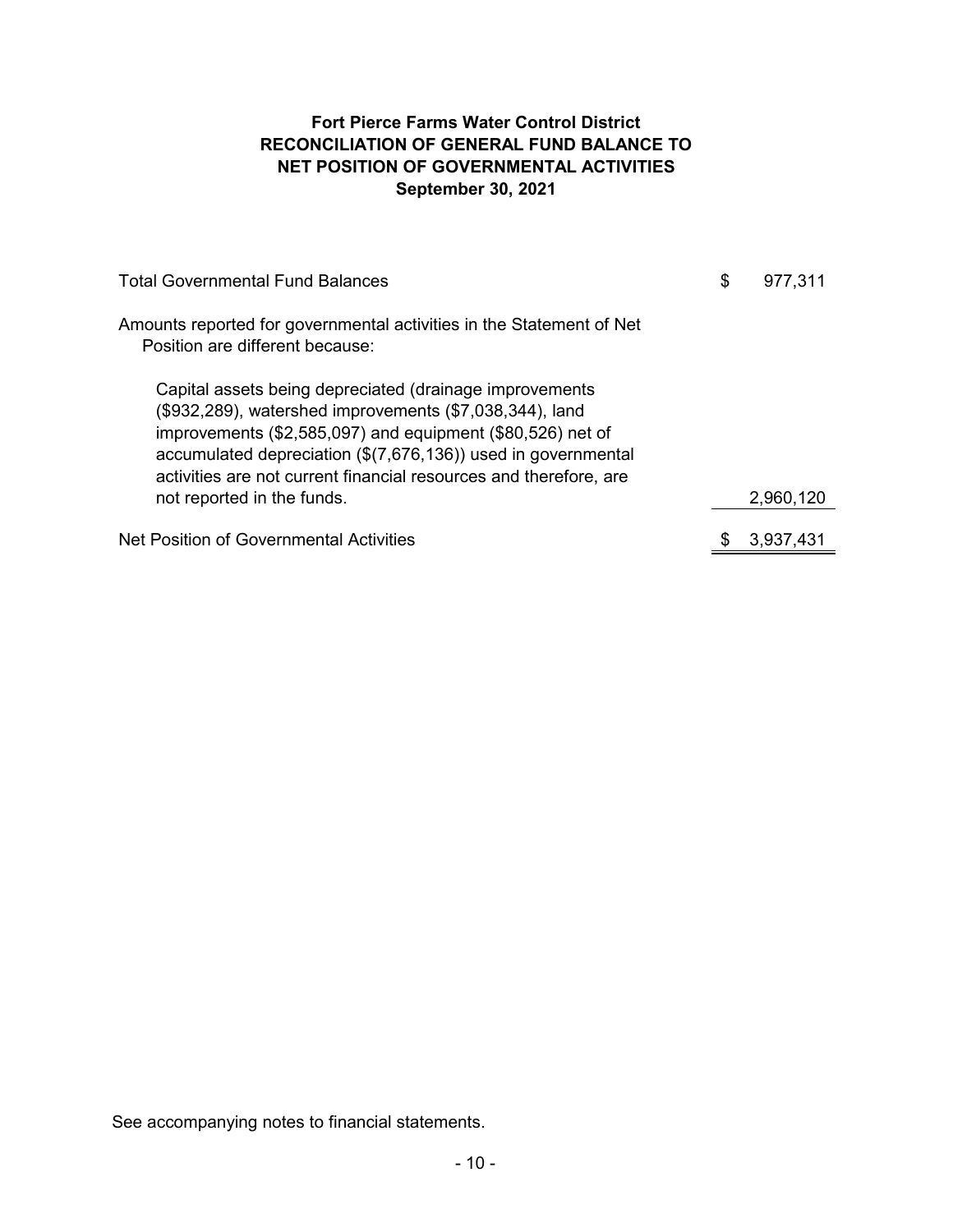# Fort Pierce Farms Water Control District
## RECONCILIATION OF GENERAL FUND BALANCE TO NET POSITION OF GOVERNMENTAL ACTIVITIES
### September 30, 2021

| | |
|---|---|
| Total Governmental Fund Balances | $ 977,311 |
| Amounts reported for governmental activities in the Statement of Net Position are different because: | |
| Capital assets being depreciated (drainage improvements ($932,289), watershed improvements ($7,038,344), land improvements ($2,585,097) and equipment ($80,526) net of accumulated depreciation ($(7,676,136)) used in governmental activities are not current financial resources and therefore, are not reported in the funds. | 2,960,120 |
| Net Position of Governmental Activities | $ 3,937,431 |

See accompanying notes to financial statements.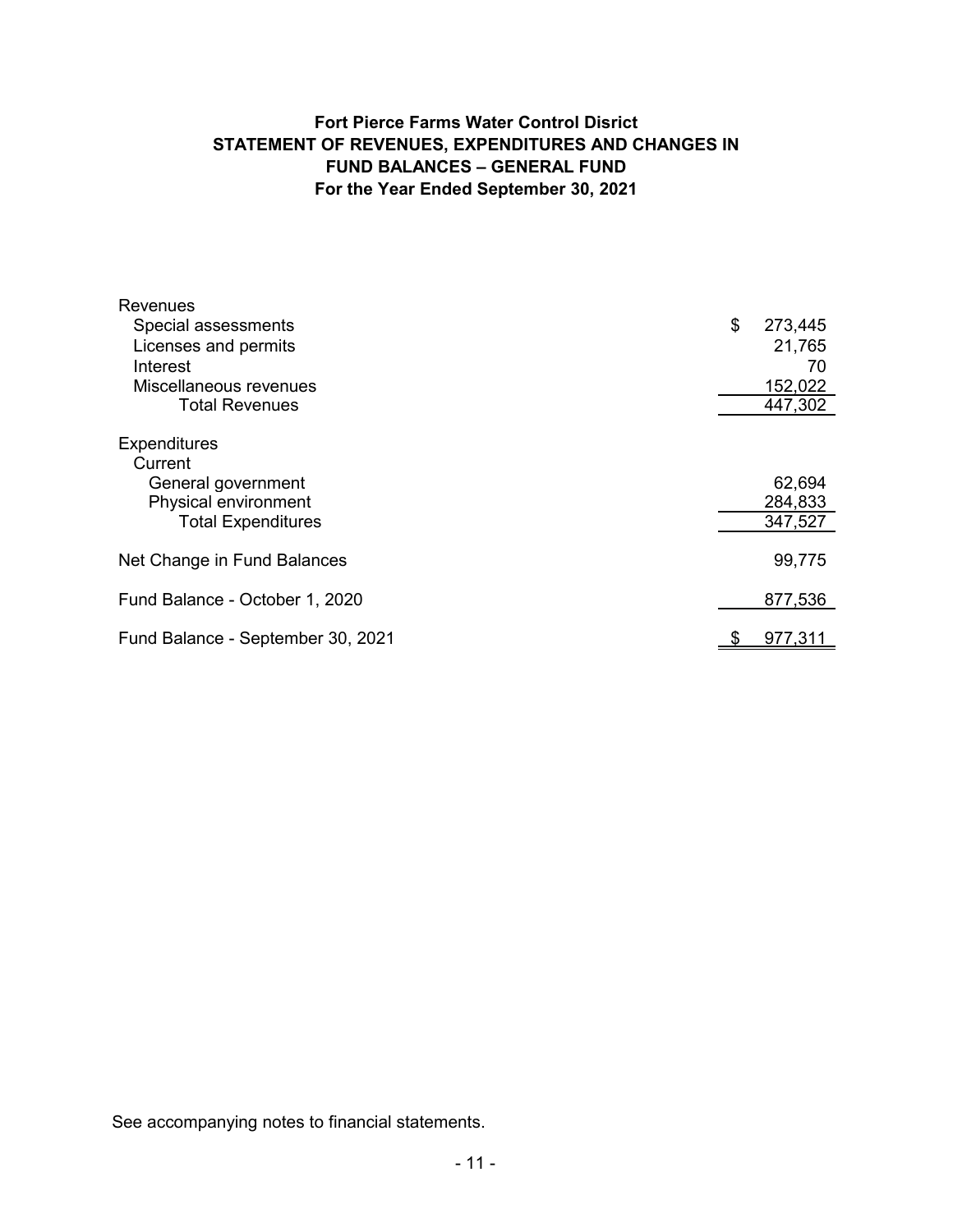# Fort Pierce Farms Water Control Disrict
## STATEMENT OF REVENUES, EXPENDITURES AND CHANGES IN FUND BALANCES – GENERAL FUND
### For the Year Ended September 30, 2021

| | |
|---|---|
| Revenues | |
| Special assessments | $ 273,445 |
| Licenses and permits | 21,765 |
| Interest | 70 |
| Miscellaneous revenues | 152,022 |
| Total Revenues | 447,302 |
| Expenditures | |
| Current | |
| General government | 62,694 |
| Physical environment | 284,833 |
| Total Expenditures | 347,527 |
| Net Change in Fund Balances | 99,775 |
| Fund Balance - October 1, 2020 | 877,536 |
| Fund Balance - September 30, 2021 | $ 977,311 |

See accompanying notes to financial statements.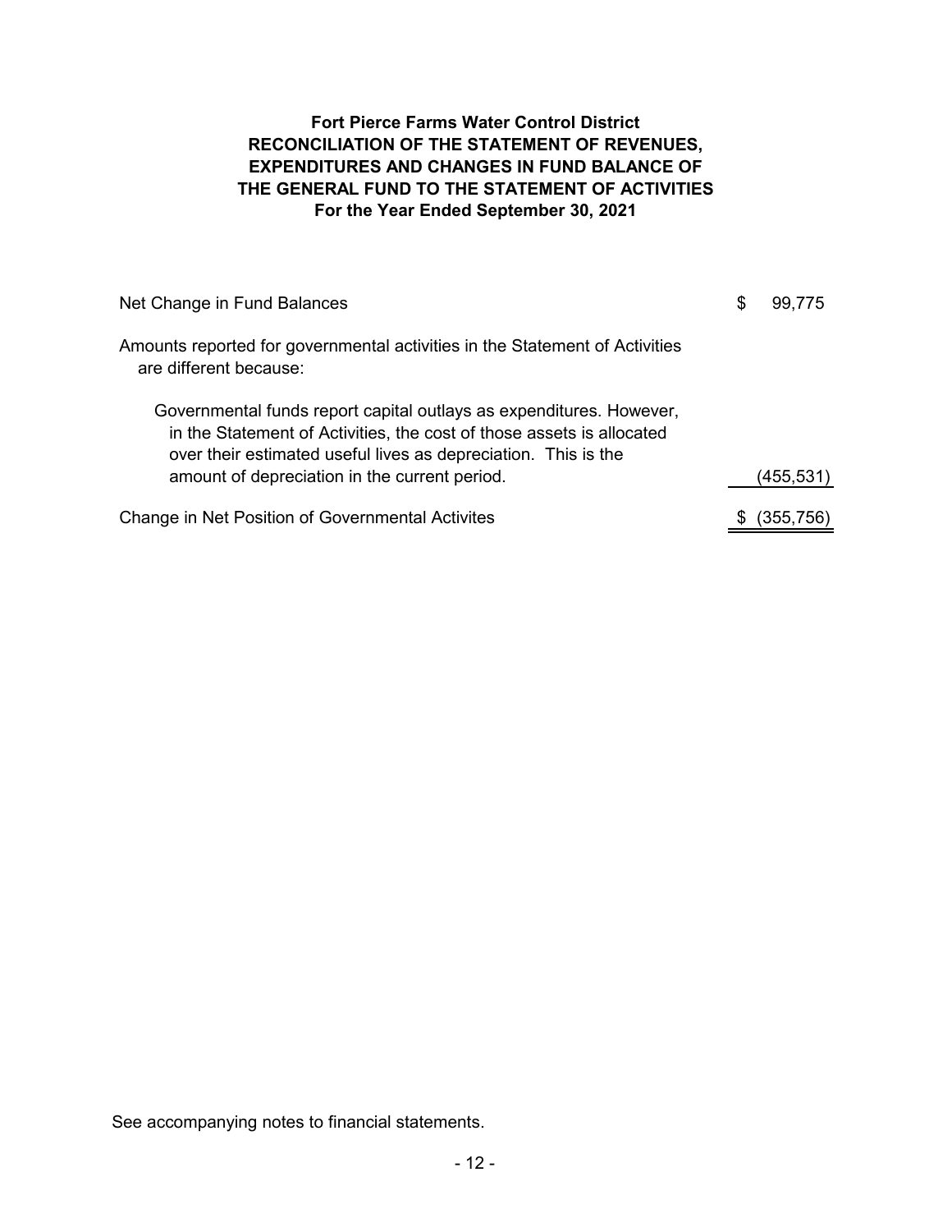# Fort Pierce Farms Water Control District
## RECONCILIATION OF THE STATEMENT OF REVENUES, EXPENDITURES AND CHANGES IN FUND BALANCE OF THE GENERAL FUND TO THE STATEMENT OF ACTIVITIES
### For the Year Ended September 30, 2021

| | |
|---|---|
| Net Change in Fund Balances | $ 99,775 |
| Amounts reported for governmental activities in the Statement of Activities are different because: | |
| Governmental funds report capital outlays as expenditures. However, in the Statement of Activities, the cost of those assets is allocated over their estimated useful lives as depreciation. This is the amount of depreciation in the current period. | (455,531) |
| Change in Net Position of Governmental Activites | $ (355,756) |

See accompanying notes to financial statements.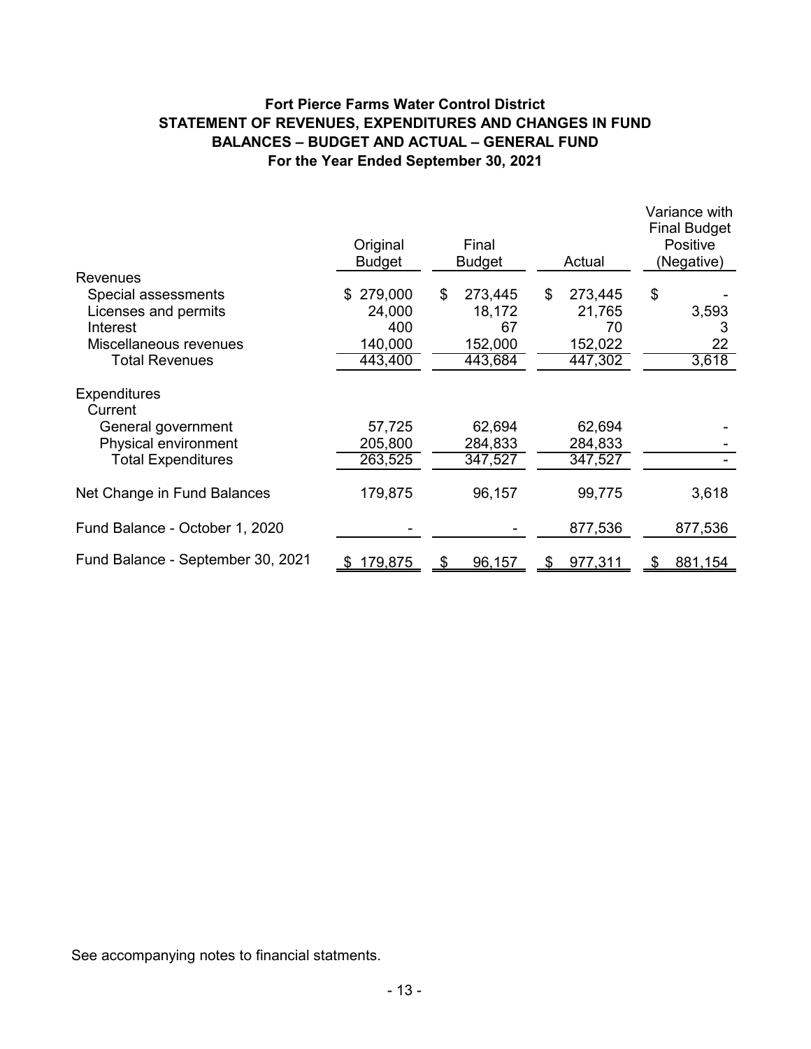# Fort Pierce Farms Water Control District
## STATEMENT OF REVENUES, EXPENDITURES AND CHANGES IN FUND BALANCES – BUDGET AND ACTUAL – GENERAL FUND
### For the Year Ended September 30, 2021

| | Original Budget | Final Budget | Actual | Variance with Final Budget Positive (Negative) |
|---|---|---|---|---|
| Revenues | | | | |
| Special assessments | $ 279,000 | $ 273,445 | $ 273,445 | $ - |
| Licenses and permits | 24,000 | 18,172 | 21,765 | 3,593 |
| Interest | 400 | 67 | 70 | 3 |
| Miscellaneous revenues | 140,000 | 152,000 | 152,022 | 22 |
| Total Revenues | 443,400 | 443,684 | 447,302 | 3,618 |
| Expenditures | | | | |
| Current | | | | |
| General government | 57,725 | 62,694 | 62,694 | - |
| Physical environment | 205,800 | 284,833 | 284,833 | - |
| Total Expenditures | 263,525 | 347,527 | 347,527 | - |
| Net Change in Fund Balances | 179,875 | 96,157 | 99,775 | 3,618 |
| Fund Balance - October 1, 2020 | - | - | 877,536 | 877,536 |
| Fund Balance - September 30, 2021 | $ 179,875 | $ 96,157 | $ 977,311 | $ 881,154 |

See accompanying notes to financial statments.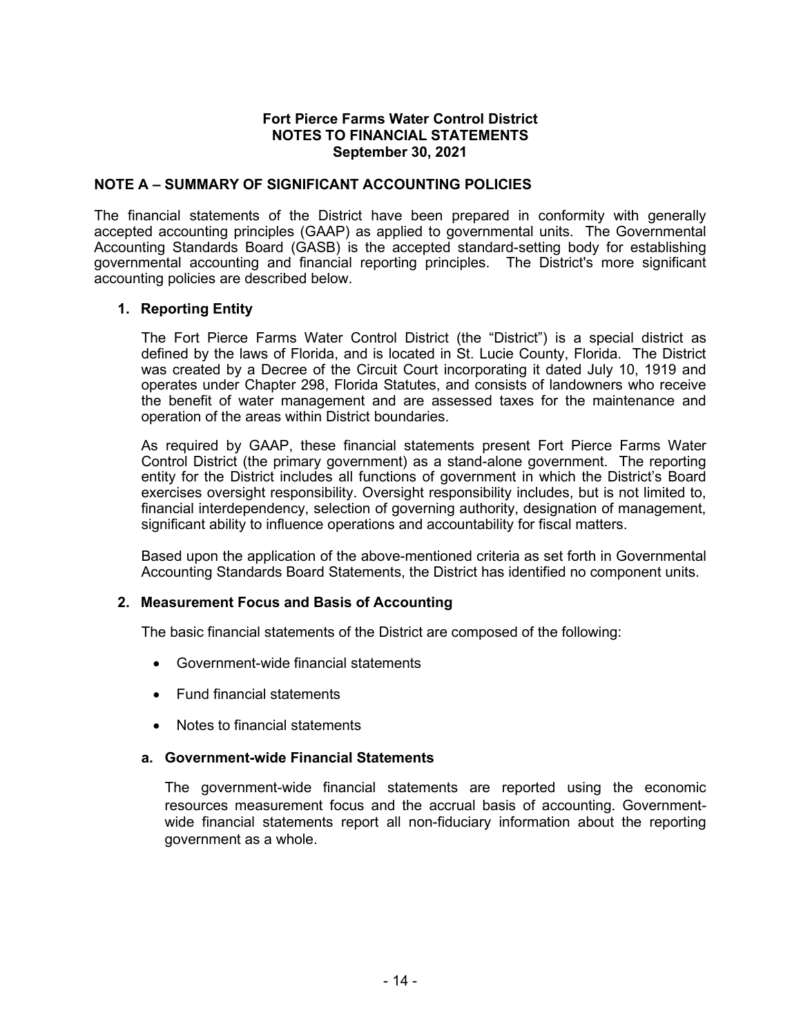# Fort Pierce Farms Water Control District
# NOTES TO FINANCIAL STATEMENTS
# September 30, 2021

## NOTE A – SUMMARY OF SIGNIFICANT ACCOUNTING POLICIES

The financial statements of the District have been prepared in conformity with generally accepted accounting principles (GAAP) as applied to governmental units. The Governmental Accounting Standards Board (GASB) is the accepted standard-setting body for establishing governmental accounting and financial reporting principles. The District's more significant accounting policies are described below.

### 1. Reporting Entity

The Fort Pierce Farms Water Control District (the "District") is a special district as defined by the laws of Florida, and is located in St. Lucie County, Florida. The District was created by a Decree of the Circuit Court incorporating it dated July 10, 1919 and operates under Chapter 298, Florida Statutes, and consists of landowners who receive the benefit of water management and are assessed taxes for the maintenance and operation of the areas within District boundaries.

As required by GAAP, these financial statements present Fort Pierce Farms Water Control District (the primary government) as a stand-alone government. The reporting entity for the District includes all functions of government in which the District's Board exercises oversight responsibility. Oversight responsibility includes, but is not limited to, financial interdependency, selection of governing authority, designation of management, significant ability to influence operations and accountability for fiscal matters.

Based upon the application of the above-mentioned criteria as set forth in Governmental Accounting Standards Board Statements, the District has identified no component units.

### 2. Measurement Focus and Basis of Accounting

The basic financial statements of the District are composed of the following:

- Government-wide financial statements
- Fund financial statements
- Notes to financial statements

#### a. Government-wide Financial Statements

The government-wide financial statements are reported using the economic resources measurement focus and the accrual basis of accounting. Government-wide financial statements report all non-fiduciary information about the reporting government as a whole.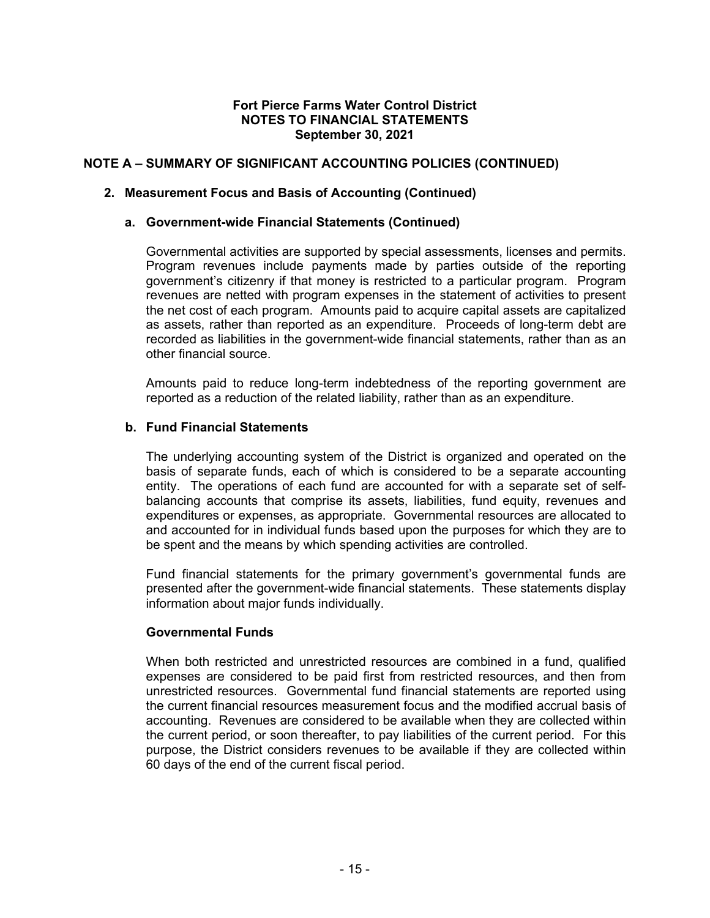## NOTE A – SUMMARY OF SIGNIFICANT ACCOUNTING POLICIES (CONTINUED)

### 2. Measurement Focus and Basis of Accounting (Continued)

#### a. Government-wide Financial Statements (Continued)

Governmental activities are supported by special assessments, licenses and permits. Program revenues include payments made by parties outside of the reporting government's citizenry if that money is restricted to a particular program. Program revenues are netted with program expenses in the statement of activities to present the net cost of each program. Amounts paid to acquire capital assets are capitalized as assets, rather than reported as an expenditure. Proceeds of long-term debt are recorded as liabilities in the government-wide financial statements, rather than as an other financial source.

Amounts paid to reduce long-term indebtedness of the reporting government are reported as a reduction of the related liability, rather than as an expenditure.

#### b. Fund Financial Statements

The underlying accounting system of the District is organized and operated on the basis of separate funds, each of which is considered to be a separate accounting entity. The operations of each fund are accounted for with a separate set of self-balancing accounts that comprise its assets, liabilities, fund equity, revenues and expenditures or expenses, as appropriate. Governmental resources are allocated to and accounted for in individual funds based upon the purposes for which they are to be spent and the means by which spending activities are controlled.

Fund financial statements for the primary government's governmental funds are presented after the government-wide financial statements. These statements display information about major funds individually.

**Governmental Funds**

When both restricted and unrestricted resources are combined in a fund, qualified expenses are considered to be paid first from restricted resources, and then from unrestricted resources. Governmental fund financial statements are reported using the current financial resources measurement focus and the modified accrual basis of accounting. Revenues are considered to be available when they are collected within the current period, or soon thereafter, to pay liabilities of the current period. For this purpose, the District considers revenues to be available if they are collected within 60 days of the end of the current fiscal period.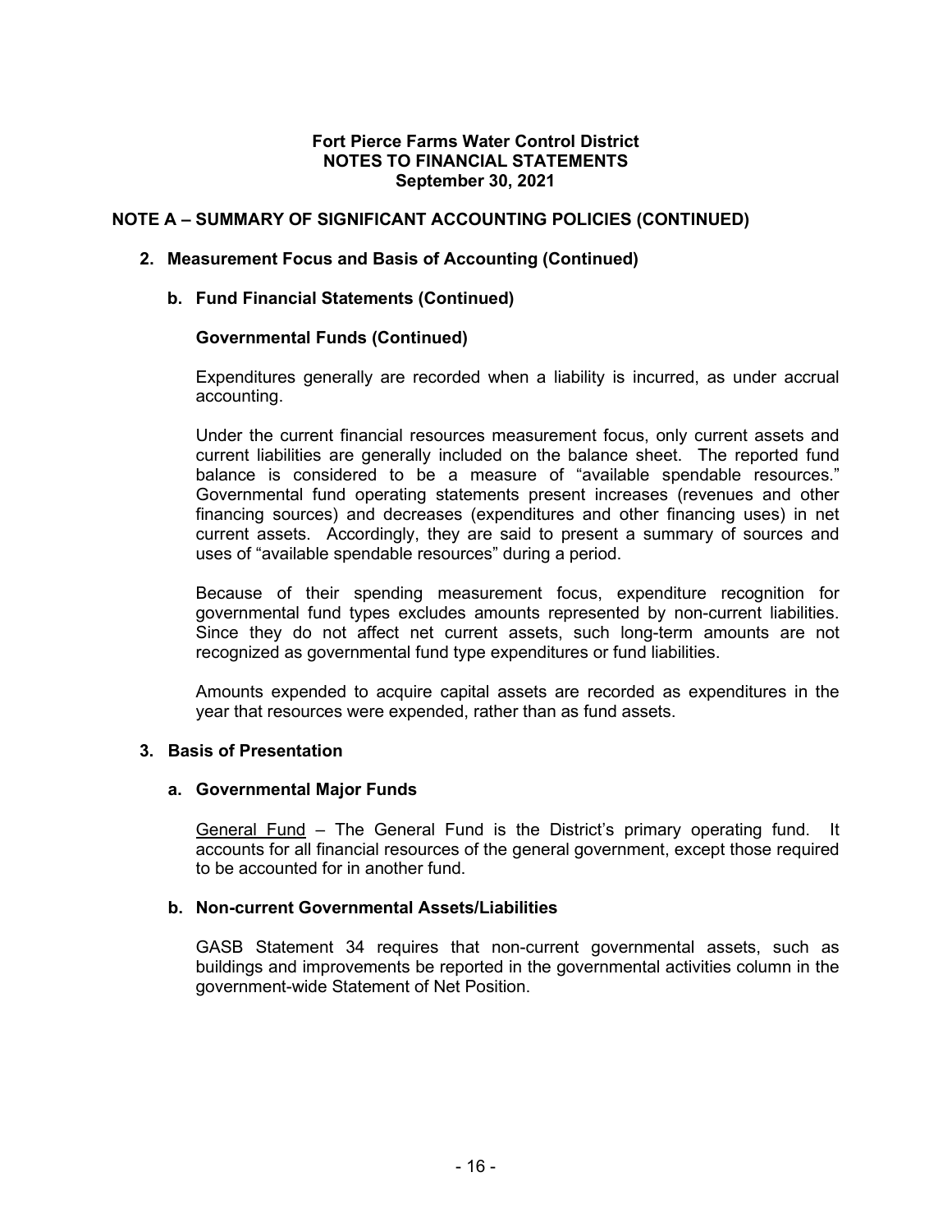## NOTE A – SUMMARY OF SIGNIFICANT ACCOUNTING POLICIES (CONTINUED)

### 2. Measurement Focus and Basis of Accounting (Continued)

#### b. Fund Financial Statements (Continued)

**Governmental Funds (Continued)**

Expenditures generally are recorded when a liability is incurred, as under accrual accounting.

Under the current financial resources measurement focus, only current assets and current liabilities are generally included on the balance sheet. The reported fund balance is considered to be a measure of "available spendable resources." Governmental fund operating statements present increases (revenues and other financing sources) and decreases (expenditures and other financing uses) in net current assets. Accordingly, they are said to present a summary of sources and uses of "available spendable resources" during a period.

Because of their spending measurement focus, expenditure recognition for governmental fund types excludes amounts represented by non-current liabilities. Since they do not affect net current assets, such long-term amounts are not recognized as governmental fund type expenditures or fund liabilities.

Amounts expended to acquire capital assets are recorded as expenditures in the year that resources were expended, rather than as fund assets.

### 3. Basis of Presentation

#### a. Governmental Major Funds

General Fund – The General Fund is the District's primary operating fund. It accounts for all financial resources of the general government, except those required to be accounted for in another fund.

#### b. Non-current Governmental Assets/Liabilities

GASB Statement 34 requires that non-current governmental assets, such as buildings and improvements be reported in the governmental activities column in the government-wide Statement of Net Position.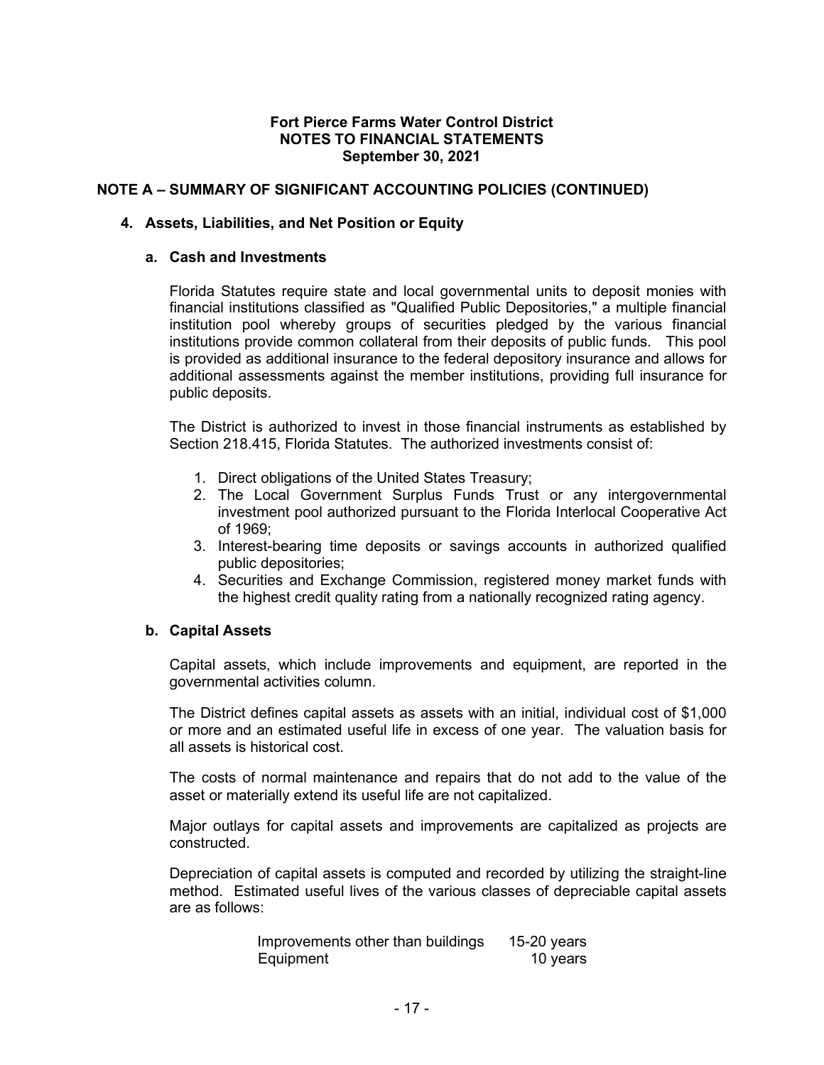**Fort Pierce Farms Water Control District**
**NOTES TO FINANCIAL STATEMENTS**
**September 30, 2021**

## NOTE A – SUMMARY OF SIGNIFICANT ACCOUNTING POLICIES (CONTINUED)

### 4. Assets, Liabilities, and Net Position or Equity

#### a. Cash and Investments

Florida Statutes require state and local governmental units to deposit monies with financial institutions classified as "Qualified Public Depositories," a multiple financial institution pool whereby groups of securities pledged by the various financial institutions provide common collateral from their deposits of public funds. This pool is provided as additional insurance to the federal depository insurance and allows for additional assessments against the member institutions, providing full insurance for public deposits.

The District is authorized to invest in those financial instruments as established by Section 218.415, Florida Statutes. The authorized investments consist of:

1. Direct obligations of the United States Treasury;
2. The Local Government Surplus Funds Trust or any intergovernmental investment pool authorized pursuant to the Florida Interlocal Cooperative Act of 1969;
3. Interest-bearing time deposits or savings accounts in authorized qualified public depositories;
4. Securities and Exchange Commission, registered money market funds with the highest credit quality rating from a nationally recognized rating agency.

#### b. Capital Assets

Capital assets, which include improvements and equipment, are reported in the governmental activities column.

The District defines capital assets as assets with an initial, individual cost of $1,000 or more and an estimated useful life in excess of one year. The valuation basis for all assets is historical cost.

The costs of normal maintenance and repairs that do not add to the value of the asset or materially extend its useful life are not capitalized.

Major outlays for capital assets and improvements are capitalized as projects are constructed.

Depreciation of capital assets is computed and recorded by utilizing the straight-line method. Estimated useful lives of the various classes of depreciable capital assets are as follows:

| | |
|---|---|
| Improvements other than buildings | 15-20 years |
| Equipment | 10 years |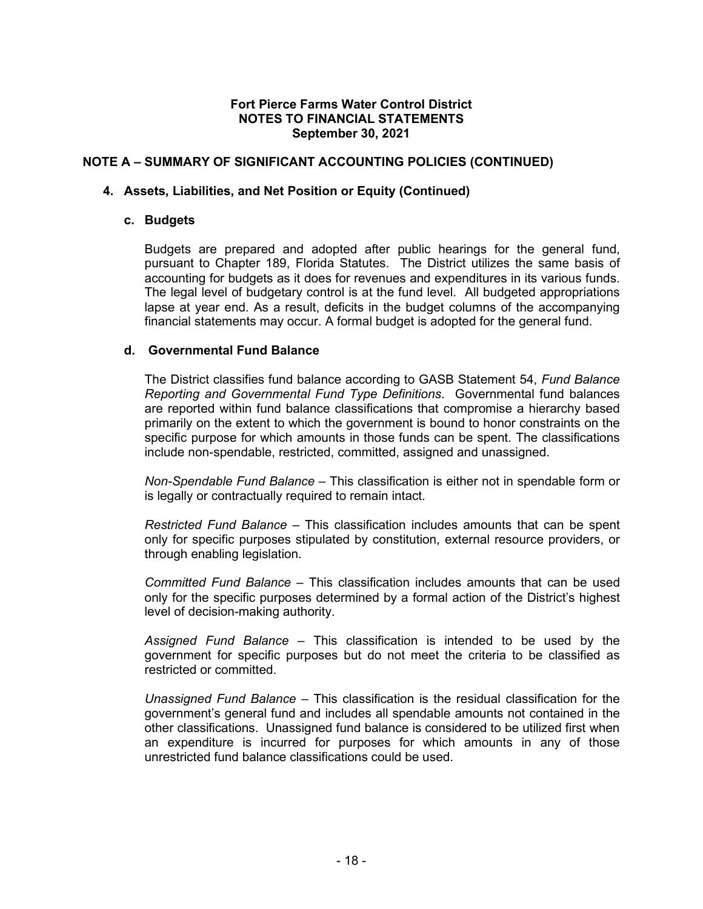**Fort Pierce Farms Water Control District**
**NOTES TO FINANCIAL STATEMENTS**
**September 30, 2021**

## NOTE A – SUMMARY OF SIGNIFICANT ACCOUNTING POLICIES (CONTINUED)

### 4. Assets, Liabilities, and Net Position or Equity (Continued)

#### c. Budgets

Budgets are prepared and adopted after public hearings for the general fund, pursuant to Chapter 189, Florida Statutes. The District utilizes the same basis of accounting for budgets as it does for revenues and expenditures in its various funds. The legal level of budgetary control is at the fund level. All budgeted appropriations lapse at year end. As a result, deficits in the budget columns of the accompanying financial statements may occur. A formal budget is adopted for the general fund.

#### d. Governmental Fund Balance

The District classifies fund balance according to GASB Statement 54, *Fund Balance Reporting and Governmental Fund Type Definitions*. Governmental fund balances are reported within fund balance classifications that compromise a hierarchy based primarily on the extent to which the government is bound to honor constraints on the specific purpose for which amounts in those funds can be spent. The classifications include non-spendable, restricted, committed, assigned and unassigned.

*Non-Spendable Fund Balance* – This classification is either not in spendable form or is legally or contractually required to remain intact.

*Restricted Fund Balance* – This classification includes amounts that can be spent only for specific purposes stipulated by constitution, external resource providers, or through enabling legislation.

*Committed Fund Balance* – This classification includes amounts that can be used only for the specific purposes determined by a formal action of the District's highest level of decision-making authority.

*Assigned Fund Balance* – This classification is intended to be used by the government for specific purposes but do not meet the criteria to be classified as restricted or committed.

*Unassigned Fund Balance* – This classification is the residual classification for the government's general fund and includes all spendable amounts not contained in the other classifications. Unassigned fund balance is considered to be utilized first when an expenditure is incurred for purposes for which amounts in any of those unrestricted fund balance classifications could be used.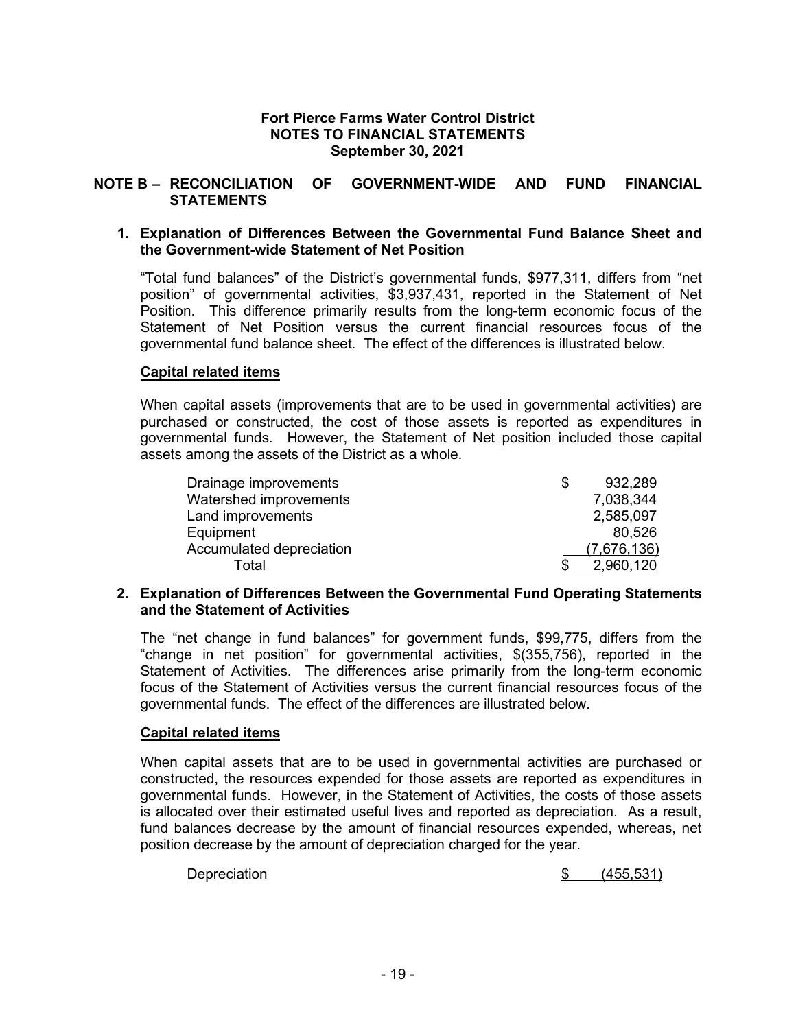**Fort Pierce Farms Water Control District**
**NOTES TO FINANCIAL STATEMENTS**
**September 30, 2021**

## NOTE B – RECONCILIATION OF GOVERNMENT-WIDE AND FUND FINANCIAL STATEMENTS

### 1. Explanation of Differences Between the Governmental Fund Balance Sheet and the Government-wide Statement of Net Position

"Total fund balances" of the District's governmental funds, $977,311, differs from "net position" of governmental activities, $3,937,431, reported in the Statement of Net Position. This difference primarily results from the long-term economic focus of the Statement of Net Position versus the current financial resources focus of the governmental fund balance sheet. The effect of the differences is illustrated below.

**Capital related items**

When capital assets (improvements that are to be used in governmental activities) are purchased or constructed, the cost of those assets is reported as expenditures in governmental funds. However, the Statement of Net position included those capital assets among the assets of the District as a whole.

| | |
|---|---|
| Drainage improvements | $ 932,289 |
| Watershed improvements | 7,038,344 |
| Land improvements | 2,585,097 |
| Equipment | 80,526 |
| Accumulated depreciation | (7,676,136) |
| Total | $ 2,960,120 |

### 2. Explanation of Differences Between the Governmental Fund Operating Statements and the Statement of Activities

The "net change in fund balances" for government funds, $99,775, differs from the "change in net position" for governmental activities, $(355,756), reported in the Statement of Activities. The differences arise primarily from the long-term economic focus of the Statement of Activities versus the current financial resources focus of the governmental funds. The effect of the differences are illustrated below.

**Capital related items**

When capital assets that are to be used in governmental activities are purchased or constructed, the resources expended for those assets are reported as expenditures in governmental funds. However, in the Statement of Activities, the costs of those assets is allocated over their estimated useful lives and reported as depreciation. As a result, fund balances decrease by the amount of financial resources expended, whereas, net position decrease by the amount of depreciation charged for the year.

| | |
|---|---|
| Depreciation | $ (455,531) |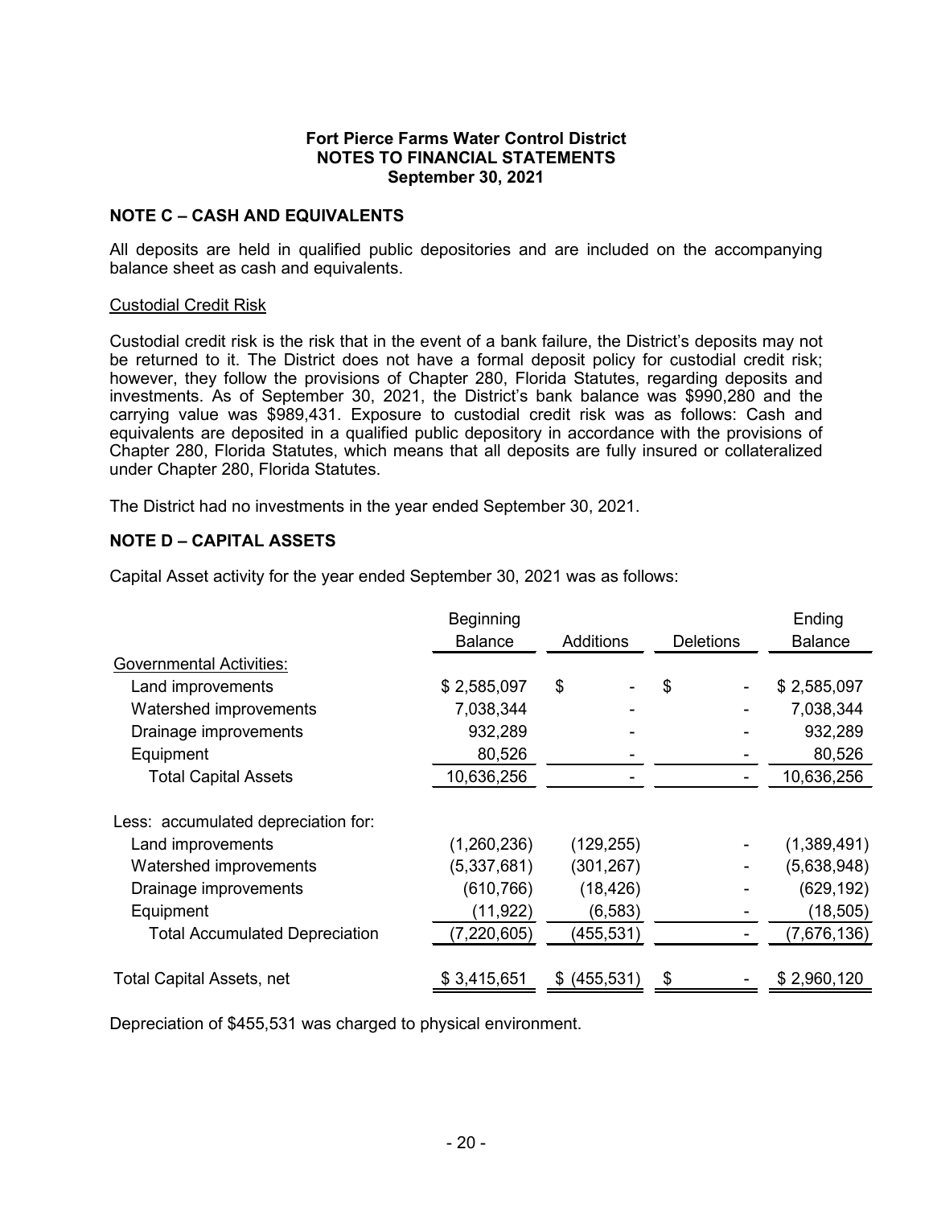**Fort Pierce Farms Water Control District**
**NOTES TO FINANCIAL STATEMENTS**
**September 30, 2021**

## NOTE C – CASH AND EQUIVALENTS

All deposits are held in qualified public depositories and are included on the accompanying balance sheet as cash and equivalents.

### Custodial Credit Risk

Custodial credit risk is the risk that in the event of a bank failure, the District's deposits may not be returned to it. The District does not have a formal deposit policy for custodial credit risk; however, they follow the provisions of Chapter 280, Florida Statutes, regarding deposits and investments. As of September 30, 2021, the District's bank balance was $990,280 and the carrying value was $989,431. Exposure to custodial credit risk was as follows: Cash and equivalents are deposited in a qualified public depository in accordance with the provisions of Chapter 280, Florida Statutes, which means that all deposits are fully insured or collateralized under Chapter 280, Florida Statutes.

The District had no investments in the year ended September 30, 2021.

## NOTE D – CAPITAL ASSETS

Capital Asset activity for the year ended September 30, 2021 was as follows:

| | Beginning Balance | Additions | Deletions | Ending Balance |
|---|---|---|---|---|
| Governmental Activities: | | | | |
| Land improvements | $ 2,585,097 | $ - | $ - | $ 2,585,097 |
| Watershed improvements | 7,038,344 | - | - | 7,038,344 |
| Drainage improvements | 932,289 | - | - | 932,289 |
| Equipment | 80,526 | - | - | 80,526 |
| Total Capital Assets | 10,636,256 | - | - | 10,636,256 |
| Less: accumulated depreciation for: | | | | |
| Land improvements | (1,260,236) | (129,255) | - | (1,389,491) |
| Watershed improvements | (5,337,681) | (301,267) | - | (5,638,948) |
| Drainage improvements | (610,766) | (18,426) | - | (629,192) |
| Equipment | (11,922) | (6,583) | - | (18,505) |
| Total Accumulated Depreciation | (7,220,605) | (455,531) | - | (7,676,136) |
| Total Capital Assets, net | $ 3,415,651 | $ (455,531) | $ - | $ 2,960,120 |

Depreciation of $455,531 was charged to physical environment.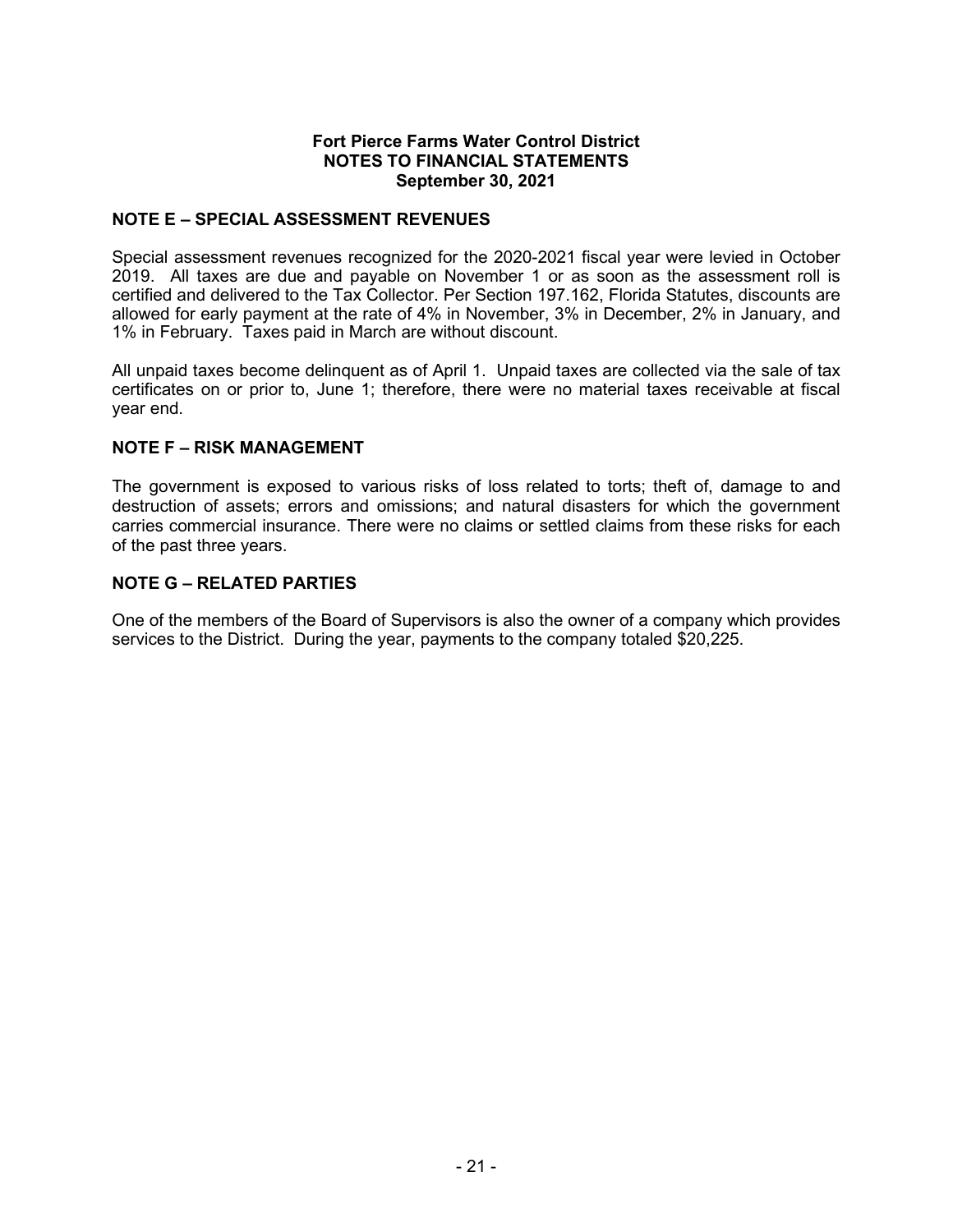**Fort Pierce Farms Water Control District**
**NOTES TO FINANCIAL STATEMENTS**
**September 30, 2021**

## NOTE E – SPECIAL ASSESSMENT REVENUES

Special assessment revenues recognized for the 2020-2021 fiscal year were levied in October 2019. All taxes are due and payable on November 1 or as soon as the assessment roll is certified and delivered to the Tax Collector. Per Section 197.162, Florida Statutes, discounts are allowed for early payment at the rate of 4% in November, 3% in December, 2% in January, and 1% in February. Taxes paid in March are without discount.

All unpaid taxes become delinquent as of April 1. Unpaid taxes are collected via the sale of tax certificates on or prior to, June 1; therefore, there were no material taxes receivable at fiscal year end.

## NOTE F – RISK MANAGEMENT

The government is exposed to various risks of loss related to torts; theft of, damage to and destruction of assets; errors and omissions; and natural disasters for which the government carries commercial insurance. There were no claims or settled claims from these risks for each of the past three years.

## NOTE G – RELATED PARTIES

One of the members of the Board of Supervisors is also the owner of a company which provides services to the District. During the year, payments to the company totaled $20,225.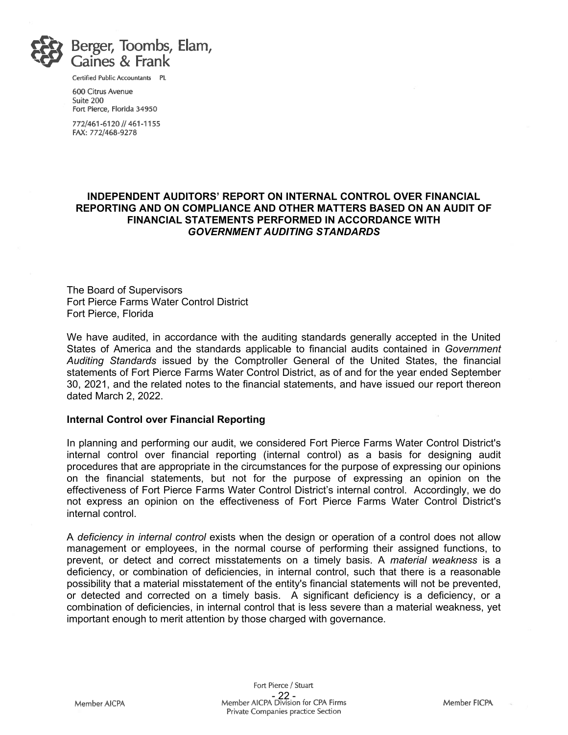Berger, Toombs, Elam, Gaines & Frank

Certified Public Accountants PL

600 Citrus Avenue
Suite 200
Fort Pierce, Florida 34950

772/461-6120 // 461-1155
FAX: 772/468-9278

## INDEPENDENT AUDITORS' REPORT ON INTERNAL CONTROL OVER FINANCIAL REPORTING AND ON COMPLIANCE AND OTHER MATTERS BASED ON AN AUDIT OF FINANCIAL STATEMENTS PERFORMED IN ACCORDANCE WITH *GOVERNMENT AUDITING STANDARDS*

The Board of Supervisors
Fort Pierce Farms Water Control District
Fort Pierce, Florida

We have audited, in accordance with the auditing standards generally accepted in the United States of America and the standards applicable to financial audits contained in *Government Auditing Standards* issued by the Comptroller General of the United States, the financial statements of Fort Pierce Farms Water Control District, as of and for the year ended September 30, 2021, and the related notes to the financial statements, and have issued our report thereon dated March 2, 2022.

**Internal Control over Financial Reporting**

In planning and performing our audit, we considered Fort Pierce Farms Water Control District's internal control over financial reporting (internal control) as a basis for designing audit procedures that are appropriate in the circumstances for the purpose of expressing our opinions on the financial statements, but not for the purpose of expressing an opinion on the effectiveness of Fort Pierce Farms Water Control District's internal control. Accordingly, we do not express an opinion on the effectiveness of Fort Pierce Farms Water Control District's internal control.

A *deficiency in internal control* exists when the design or operation of a control does not allow management or employees, in the normal course of performing their assigned functions, to prevent, or detect and correct misstatements on a timely basis. A *material weakness* is a deficiency, or combination of deficiencies, in internal control, such that there is a reasonable possibility that a material misstatement of the entity's financial statements will not be prevented, or detected and corrected on a timely basis. A significant deficiency is a deficiency, or a combination of deficiencies, in internal control that is less severe than a material weakness, yet important enough to merit attention by those charged with governance.

Member AICPA    Fort Pierce / Stuart    Member AICPA Division for CPA Firms    Private Companies practice Section    Member FICPA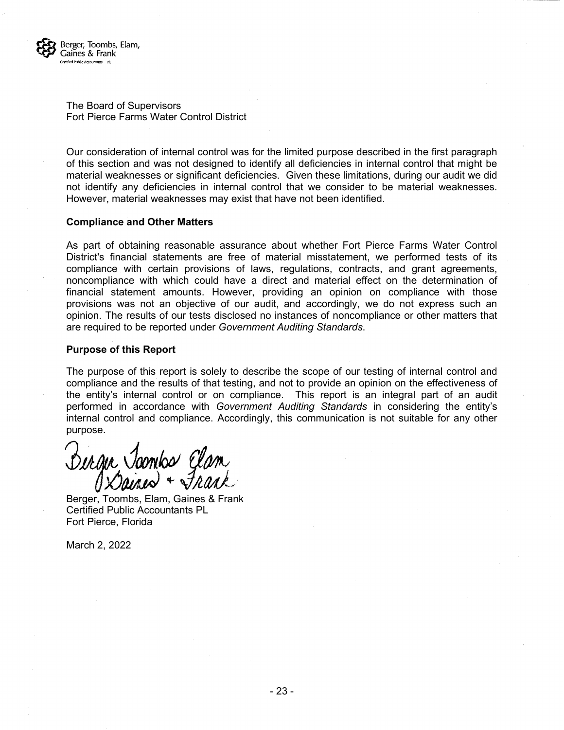Berger, Toombs, Elam, Gaines & Frank
Certified Public Accountants PL

The Board of Supervisors
Fort Pierce Farms Water Control District

Our consideration of internal control was for the limited purpose described in the first paragraph of this section and was not designed to identify all deficiencies in internal control that might be material weaknesses or significant deficiencies. Given these limitations, during our audit we did not identify any deficiencies in internal control that we consider to be material weaknesses. However, material weaknesses may exist that have not been identified.

**Compliance and Other Matters**

As part of obtaining reasonable assurance about whether Fort Pierce Farms Water Control District's financial statements are free of material misstatement, we performed tests of its compliance with certain provisions of laws, regulations, contracts, and grant agreements, noncompliance with which could have a direct and material effect on the determination of financial statement amounts. However, providing an opinion on compliance with those provisions was not an objective of our audit, and accordingly, we do not express such an opinion. The results of our tests disclosed no instances of noncompliance or other matters that are required to be reported under *Government Auditing Standards*.

**Purpose of this Report**

The purpose of this report is solely to describe the scope of our testing of internal control and compliance and the results of that testing, and not to provide an opinion on the effectiveness of the entity's internal control or on compliance. This report is an integral part of an audit performed in accordance with *Government Auditing Standards* in considering the entity's internal control and compliance. Accordingly, this communication is not suitable for any other purpose.

Berger, Toombs, Elam, Gaines & Frank
Certified Public Accountants PL
Fort Pierce, Florida

March 2, 2022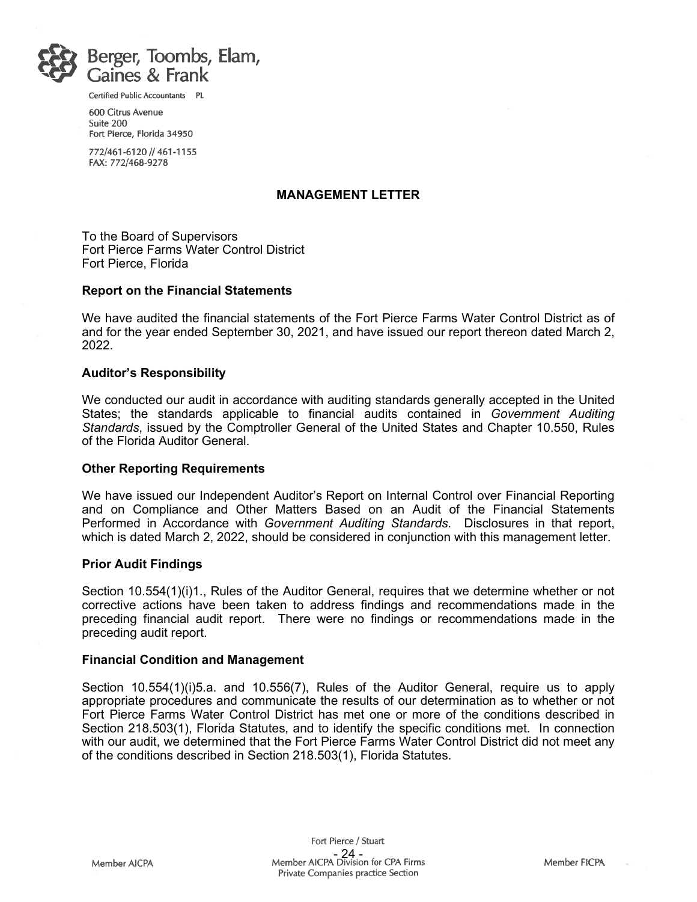Berger, Toombs, Elam, Gaines & Frank

Certified Public Accountants PL

600 Citrus Avenue
Suite 200
Fort Pierce, Florida 34950

772/461-6120 // 461-1155
FAX: 772/468-9278

## MANAGEMENT LETTER

To the Board of Supervisors
Fort Pierce Farms Water Control District
Fort Pierce, Florida

### Report on the Financial Statements

We have audited the financial statements of the Fort Pierce Farms Water Control District as of and for the year ended September 30, 2021, and have issued our report thereon dated March 2, 2022.

### Auditor's Responsibility

We conducted our audit in accordance with auditing standards generally accepted in the United States; the standards applicable to financial audits contained in *Government Auditing Standards*, issued by the Comptroller General of the United States and Chapter 10.550, Rules of the Florida Auditor General.

### Other Reporting Requirements

We have issued our Independent Auditor's Report on Internal Control over Financial Reporting and on Compliance and Other Matters Based on an Audit of the Financial Statements Performed in Accordance with *Government Auditing Standards*. Disclosures in that report, which is dated March 2, 2022, should be considered in conjunction with this management letter.

### Prior Audit Findings

Section 10.554(1)(i)1., Rules of the Auditor General, requires that we determine whether or not corrective actions have been taken to address findings and recommendations made in the preceding financial audit report. There were no findings or recommendations made in the preceding audit report.

### Financial Condition and Management

Section 10.554(1)(i)5.a. and 10.556(7), Rules of the Auditor General, require us to apply appropriate procedures and communicate the results of our determination as to whether or not Fort Pierce Farms Water Control District has met one or more of the conditions described in Section 218.503(1), Florida Statutes, and to identify the specific conditions met. In connection with our audit, we determined that the Fort Pierce Farms Water Control District did not meet any of the conditions described in Section 218.503(1), Florida Statutes.

Fort Pierce / Stuart

Member AICPA | Member AICPA Division for CPA Firms Private Companies practice Section | Member FICPA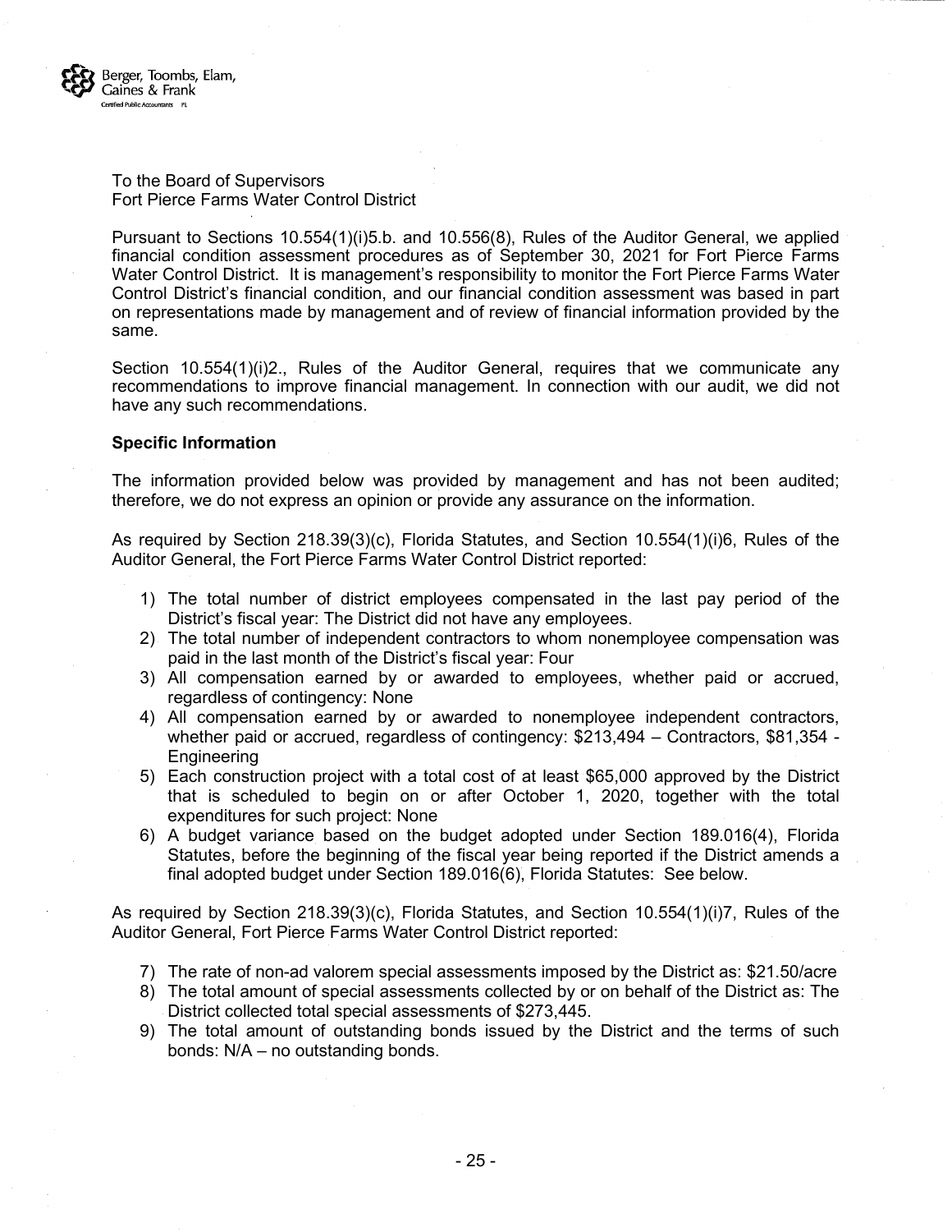Berger, Toombs, Elam, Gaines & Frank
Certified Public Accountants PL

To the Board of Supervisors
Fort Pierce Farms Water Control District

Pursuant to Sections 10.554(1)(i)5.b. and 10.556(8), Rules of the Auditor General, we applied financial condition assessment procedures as of September 30, 2021 for Fort Pierce Farms Water Control District. It is management's responsibility to monitor the Fort Pierce Farms Water Control District's financial condition, and our financial condition assessment was based in part on representations made by management and of review of financial information provided by the same.

Section 10.554(1)(i)2., Rules of the Auditor General, requires that we communicate any recommendations to improve financial management. In connection with our audit, we did not have any such recommendations.

**Specific Information**

The information provided below was provided by management and has not been audited; therefore, we do not express an opinion or provide any assurance on the information.

As required by Section 218.39(3)(c), Florida Statutes, and Section 10.554(1)(i)6, Rules of the Auditor General, the Fort Pierce Farms Water Control District reported:

1) The total number of district employees compensated in the last pay period of the District's fiscal year: The District did not have any employees.
2) The total number of independent contractors to whom nonemployee compensation was paid in the last month of the District's fiscal year: Four
3) All compensation earned by or awarded to employees, whether paid or accrued, regardless of contingency: None
4) All compensation earned by or awarded to nonemployee independent contractors, whether paid or accrued, regardless of contingency: $213,494 – Contractors, $81,354 - Engineering
5) Each construction project with a total cost of at least $65,000 approved by the District that is scheduled to begin on or after October 1, 2020, together with the total expenditures for such project: None
6) A budget variance based on the budget adopted under Section 189.016(4), Florida Statutes, before the beginning of the fiscal year being reported if the District amends a final adopted budget under Section 189.016(6), Florida Statutes: See below.

As required by Section 218.39(3)(c), Florida Statutes, and Section 10.554(1)(i)7, Rules of the Auditor General, Fort Pierce Farms Water Control District reported:

7) The rate of non-ad valorem special assessments imposed by the District as: $21.50/acre
8) The total amount of special assessments collected by or on behalf of the District as: The District collected total special assessments of $273,445.
9) The total amount of outstanding bonds issued by the District and the terms of such bonds: N/A – no outstanding bonds.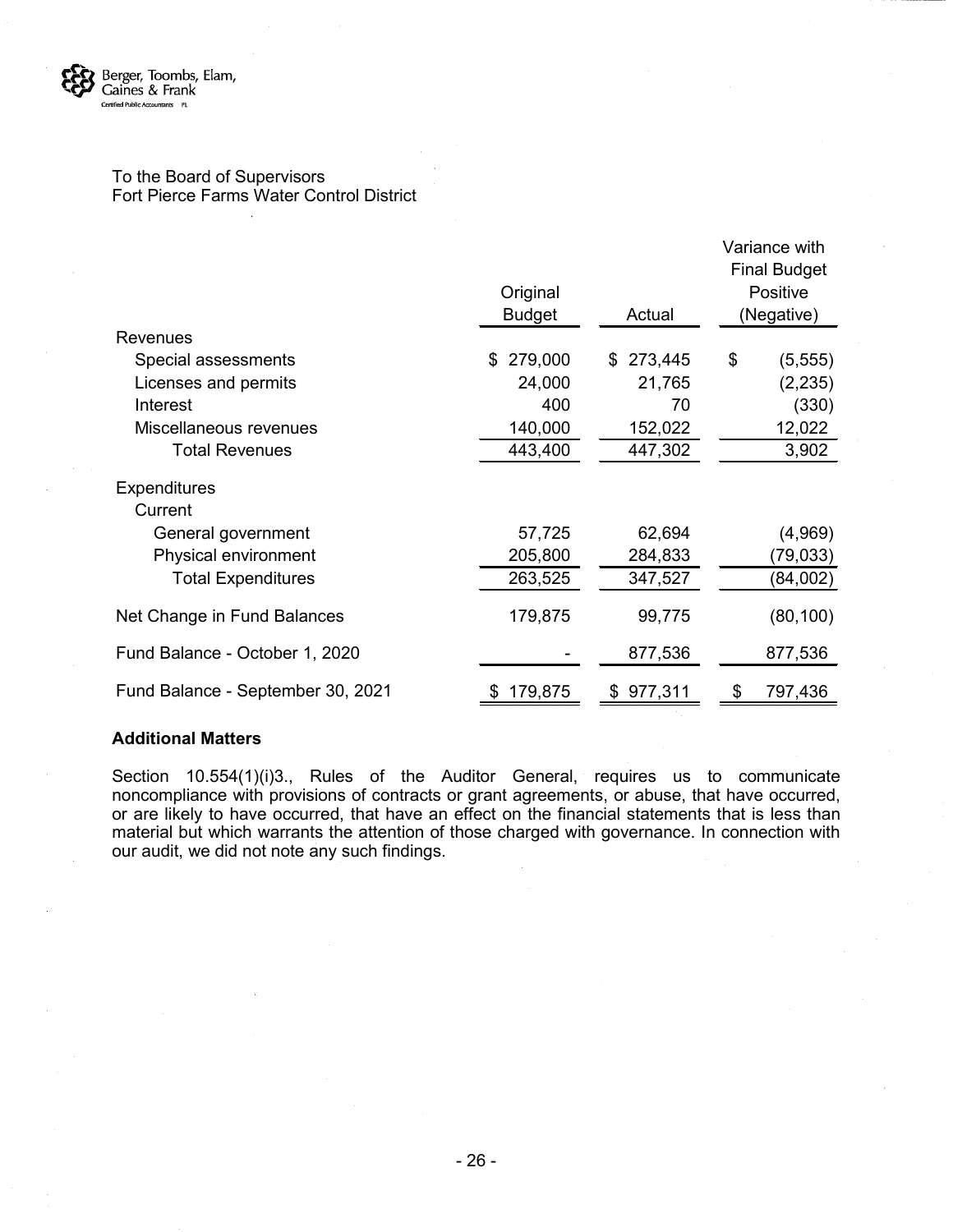Berger, Toombs, Elam, Gaines & Frank
Certified Public Accountants PL

To the Board of Supervisors
Fort Pierce Farms Water Control District

| | Original Budget | Actual | Variance with Final Budget Positive (Negative) |
|---|---|---|---|
| Revenues | | | |
| Special assessments | $ 279,000 | $ 273,445 | $ (5,555) |
| Licenses and permits | 24,000 | 21,765 | (2,235) |
| Interest | 400 | 70 | (330) |
| Miscellaneous revenues | 140,000 | 152,022 | 12,022 |
| Total Revenues | 443,400 | 447,302 | 3,902 |
| Expenditures | | | |
| Current | | | |
| General government | 57,725 | 62,694 | (4,969) |
| Physical environment | 205,800 | 284,833 | (79,033) |
| Total Expenditures | 263,525 | 347,527 | (84,002) |
| Net Change in Fund Balances | 179,875 | 99,775 | (80,100) |
| Fund Balance - October 1, 2020 | - | 877,536 | 877,536 |
| Fund Balance - September 30, 2021 | $ 179,875 | $ 977,311 | $ 797,436 |

**Additional Matters**

Section 10.554(1)(i)3., Rules of the Auditor General, requires us to communicate noncompliance with provisions of contracts or grant agreements, or abuse, that have occurred, or are likely to have occurred, that have an effect on the financial statements that is less than material but which warrants the attention of those charged with governance. In connection with our audit, we did not note any such findings.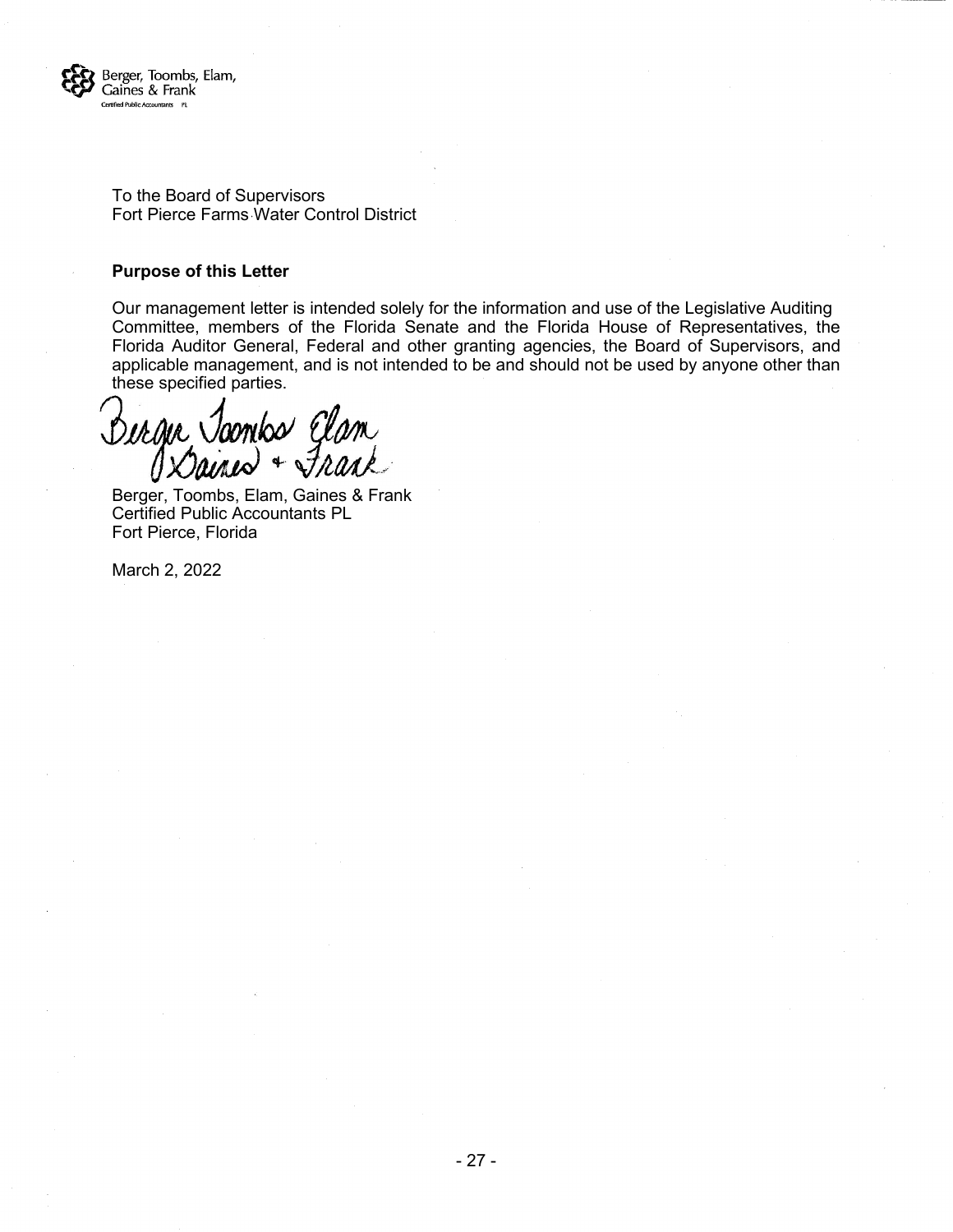Berger, Toombs, Elam, Gaines & Frank
Certified Public Accountants PL

To the Board of Supervisors
Fort Pierce Farms Water Control District

**Purpose of this Letter**

Our management letter is intended solely for the information and use of the Legislative Auditing Committee, members of the Florida Senate and the Florida House of Representatives, the Florida Auditor General, Federal and other granting agencies, the Board of Supervisors, and applicable management, and is not intended to be and should not be used by anyone other than these specified parties.

*Berger Toombs Elam Gaines + Frank*

Berger, Toombs, Elam, Gaines & Frank
Certified Public Accountants PL
Fort Pierce, Florida

March 2, 2022